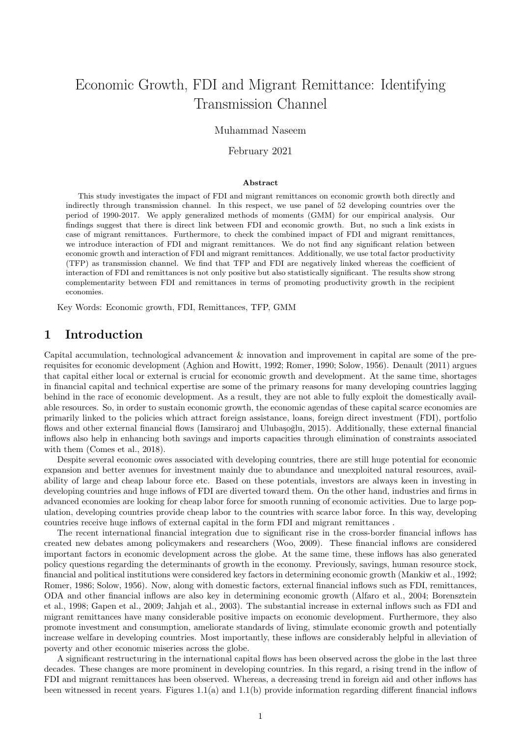# Economic Growth, FDI and Migrant Remittance: Identifying Transmission Channel

Muhammad Naseem

February 2021

**Abstract**

This study investigates the impact of FDI and migrant remittances on economic growth both directly and indirectly through transmission channel. In this respect, we use panel of 52 developing countries over the period of 1990-2017. We apply generalized methods of moments (GMM) for our empirical analysis. Our findings suggest that there is direct link between FDI and economic growth. But, no such a link exists in case of migrant remittances. Furthermore, to check the combined impact of FDI and migrant remittances, we introduce interaction of FDI and migrant remittances. We do not find any significant relation between economic growth and interaction of FDI and migrant remittances. Additionally, we use total factor productivity (TFP) as transmission channel. We find that TFP and FDI are negatively linked whereas the coefficient of interaction of FDI and remittances is not only positive but also statistically significant. The results show strong complementarity between FDI and remittances in terms of promoting productivity growth in the recipient economies.

Key Words: Economic growth, FDI, Remittances, TFP, GMM

## 1 Introduction

Capital accumulation, technological advancement & innovation and improvement in capital are some of the prerequisites for economic development (Aghion and Howitt, 1992; Romer, 1990; Solow, 1956). Denault (2011) argues that capital either local or external is crucial for economic growth and development. At the same time, shortages in financial capital and technical expertise are some of the primary reasons for many developing countries lagging behind in the race of economic development. As a result, they are not able to fully exploit the domestically available resources. So, in order to sustain economic growth, the economic agendas of these capital scarce economies are primarily linked to the policies which attract foreign assistance, loans, foreign direct investment (FDI), portfolio flows and other external financial flows (Iamsiraroj and Ulubaşoğlu, 2015). Additionally, these external financial inflows also help in enhancing both savings and imports capacities through elimination of constraints associated with them (Comes et al., 2018).

Despite several economic owes associated with developing countries, there are still huge potential for economic expansion and better avenues for investment mainly due to abundance and unexploited natural resources, availability of large and cheap labour force etc. Based on these potentials, investors are always keen in investing in developing countries and huge inflows of FDI are diverted toward them. On the other hand, industries and firms in advanced economies are looking for cheap labor force for smooth running of economic activities. Due to large population, developing countries provide cheap labor to the countries with scarce labor force. In this way, developing countries receive huge inflows of external capital in the form FDI and migrant remittances .

The recent international financial integration due to significant rise in the cross-border financial inflows has created new debates among policymakers and researchers (Woo, 2009). These financial inflows are considered important factors in economic development across the globe. At the same time, these inflows has also generated policy questions regarding the determinants of growth in the economy. Previously, savings, human resource stock, financial and political institutions were considered key factors in determining economic growth (Mankiw et al., 1992; Romer, 1986; Solow, 1956). Now, along with domestic factors, external financial inflows such as FDI, remittances, ODA and other financial inflows are also key in determining economic growth (Alfaro et al., 2004; Borensztein et al., 1998; Gapen et al., 2009; Jahjah et al., 2003). The substantial increase in external inflows such as FDI and migrant remittances have many considerable positive impacts on economic development. Furthermore, they also promote investment and consumption, ameliorate standards of living, stimulate economic growth and potentially increase welfare in developing countries. Most importantly, these inflows are considerably helpful in alleviation of poverty and other economic miseries across the globe.

A significant restructuring in the international capital flows has been observed across the globe in the last three decades. These changes are more prominent in developing countries. In this regard, a rising trend in the inflow of FDI and migrant remittances has been observed. Whereas, a decreasing trend in foreign aid and other inflows has been witnessed in recent years. Figures 1.1(a) and 1.1(b) provide information regarding different financial inflows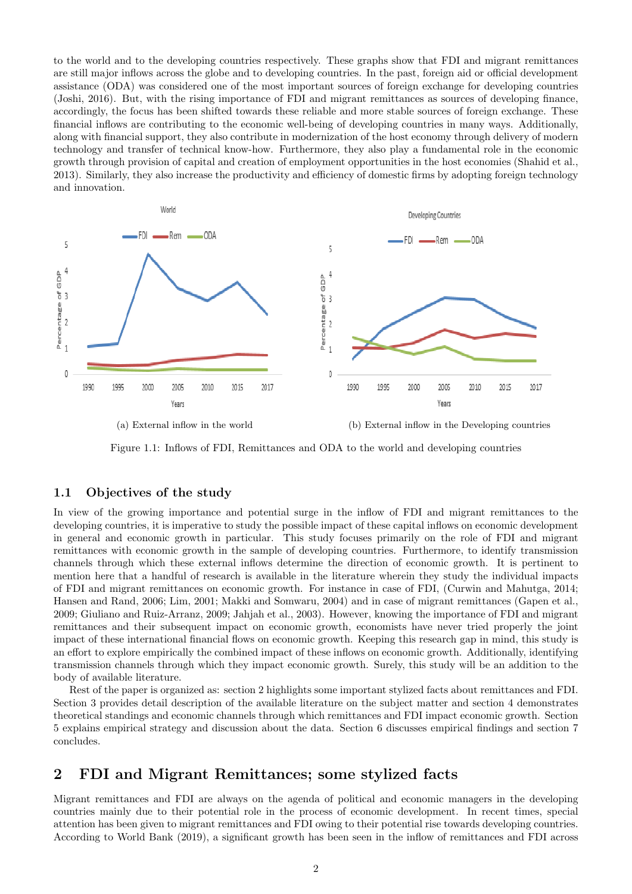to the world and to the developing countries respectively. These graphs show that FDI and migrant remittances are still major inflows across the globe and to developing countries. In the past, foreign aid or official development assistance (ODA) was considered one of the most important sources of foreign exchange for developing countries (Joshi, 2016). But, with the rising importance of FDI and migrant remittances as sources of developing finance, accordingly, the focus has been shifted towards these reliable and more stable sources of foreign exchange. These financial inflows are contributing to the economic well-being of developing countries in many ways. Additionally, along with financial support, they also contribute in modernization of the host economy through delivery of modern technology and transfer of technical know-how. Furthermore, they also play a fundamental role in the economic growth through provision of capital and creation of employment opportunities in the host economies (Shahid et al., 2013). Similarly, they also increase the productivity and efficiency of domestic firms by adopting foreign technology and innovation.

(a) External inflow in the world

(b) External inflow in the Developing countries

Figure 1.1: Inflows of FDI, Remittances and ODA to the world and developing countries

## 1.1 Objectives of the study

In view of the growing importance and potential surge in the inflow of FDI and migrant remittances to the developing countries, it is imperative to study the possible impact of these capital inflows on economic development in general and economic growth in particular. This study focuses primarily on the role of FDI and migrant remittances with economic growth in the sample of developing countries. Furthermore, to identify transmission channels through which these external inflows determine the direction of economic growth. It is pertinent to mention here that a handful of research is available in the literature wherein they study the individual impacts of FDI and migrant remittances on economic growth. For instance in case of FDI, (Curwin and Mahutga, 2014; Hansen and Rand, 2006; Lim, 2001; Makki and Somwaru, 2004) and in case of migrant remittances (Gapen et al., 2009; Giuliano and Ruiz-Arranz, 2009; Jahjah et al., 2003). However, knowing the importance of FDI and migrant remittances and their subsequent impact on economic growth, economists have never tried properly the joint impact of these international financial flows on economic growth. Keeping this research gap in mind, this study is an effort to explore empirically the combined impact of these inflows on economic growth. Additionally, identifying transmission channels through which they impact economic growth. Surely, this study will be an addition to the body of available literature.

Rest of the paper is organized as: section 2 highlights some important stylized facts about remittances and FDI. Section 3 provides detail description of the available literature on the subject matter and section 4 demonstrates theoretical standings and economic channels through which remittances and FDI impact economic growth. Section 5 explains empirical strategy and discussion about the data. Section 6 discusses empirical findings and section 7 concludes.

# 2 FDI and Migrant Remittances; some stylized facts

Migrant remittances and FDI are always on the agenda of political and economic managers in the developing countries mainly due to their potential role in the process of economic development. In recent times, special attention has been given to migrant remittances and FDI owing to their potential rise towards developing countries. According to World Bank (2019), a significant growth has been seen in the inflow of remittances and FDI across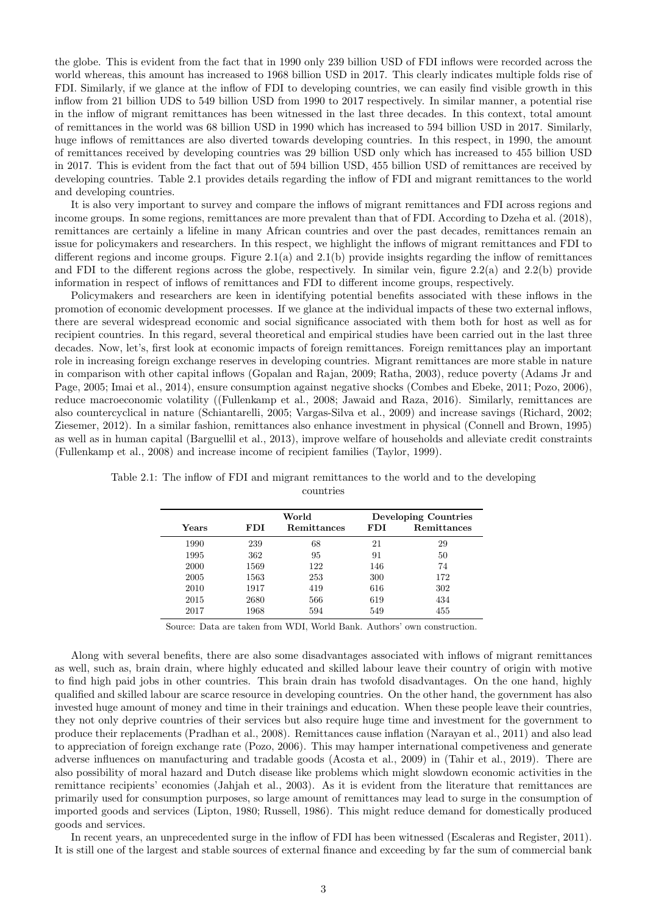the globe. This is evident from the fact that in 1990 only 239 billion USD of FDI inflows were recorded across the world whereas, this amount has increased to 1968 billion USD in 2017. This clearly indicates multiple folds rise of FDI. Similarly, if we glance at the inflow of FDI to developing countries, we can easily find visible growth in this inflow from 21 billion UDS to 549 billion USD from 1990 to 2017 respectively. In similar manner, a potential rise in the inflow of migrant remittances has been witnessed in the last three decades. In this context, total amount of remittances in the world was 68 billion USD in 1990 which has increased to 594 billion USD in 2017. Similarly, huge inflows of remittances are also diverted towards developing countries. In this respect, in 1990, the amount of remittances received by developing countries was 29 billion USD only which has increased to 455 billion USD in 2017. This is evident from the fact that out of 594 billion USD, 455 billion USD of remittances are received by developing countries. Table 2.1 provides details regarding the inflow of FDI and migrant remittances to the world and developing countries.

It is also very important to survey and compare the inflows of migrant remittances and FDI across regions and income groups. In some regions, remittances are more prevalent than that of FDI. According to Dzeha et al. (2018), remittances are certainly a lifeline in many African countries and over the past decades, remittances remain an issue for policymakers and researchers. In this respect, we highlight the inflows of migrant remittances and FDI to different regions and income groups. Figure 2.1(a) and 2.1(b) provide insights regarding the inflow of remittances and FDI to the different regions across the globe, respectively. In similar vein, figure 2.2(a) and 2.2(b) provide information in respect of inflows of remittances and FDI to different income groups, respectively.

Policymakers and researchers are keen in identifying potential benefits associated with these inflows in the promotion of economic development processes. If we glance at the individual impacts of these two external inflows, there are several widespread economic and social significance associated with them both for host as well as for recipient countries. In this regard, several theoretical and empirical studies have been carried out in the last three decades. Now, let's, first look at economic impacts of foreign remittances. Foreign remittances play an important role in increasing foreign exchange reserves in developing countries. Migrant remittances are more stable in nature in comparison with other capital inflows (Gopalan and Rajan, 2009; Ratha, 2003), reduce poverty (Adams Jr and Page, 2005; Imai et al., 2014), ensure consumption against negative shocks (Combes and Ebeke, 2011; Pozo, 2006), reduce macroeconomic volatility ((Fullenkamp et al., 2008; Jawaid and Raza, 2016). Similarly, remittances are also countercyclical in nature (Schiantarelli, 2005; Vargas-Silva et al., 2009) and increase savings (Richard, 2002; Ziesemer, 2012). In a similar fashion, remittances also enhance investment in physical (Connell and Brown, 1995) as well as in human capital (Barguellil et al., 2013), improve welfare of households and alleviate credit constraints (Fullenkamp et al., 2008) and increase income of recipient families (Taylor, 1999).

Table 2.1: The inflow of FDI and migrant remittances to the world and to the developing countries

| | World | | Developing Countries | |
|---|---|---|---|---|
| **Years** | **FDI** | **Remittances** | **FDI** | **Remittances** |
| 1990 | 239 | 68 | 21 | 29 |
| 1995 | 362 | 95 | 91 | 50 |
| 2000 | 1569 | 122 | 146 | 74 |
| 2005 | 1563 | 253 | 300 | 172 |
| 2010 | 1917 | 419 | 616 | 302 |
| 2015 | 2680 | 566 | 619 | 434 |
| 2017 | 1968 | 594 | 549 | 455 |

Source: Data are taken from WDI, World Bank. Authors' own construction.

Along with several benefits, there are also some disadvantages associated with inflows of migrant remittances as well, such as, brain drain, where highly educated and skilled labour leave their country of origin with motive to find high paid jobs in other countries. This brain drain has twofold disadvantages. On the one hand, highly qualified and skilled labour are scarce resource in developing countries. On the other hand, the government has also invested huge amount of money and time in their trainings and education. When these people leave their countries, they not only deprive countries of their services but also require huge time and investment for the government to produce their replacements (Pradhan et al., 2008). Remittances cause inflation (Narayan et al., 2011) and also lead to appreciation of foreign exchange rate (Pozo, 2006). This may hamper international competiveness and generate adverse influences on manufacturing and tradable goods (Acosta et al., 2009) in (Tahir et al., 2019). There are also possibility of moral hazard and Dutch disease like problems which might slowdown economic activities in the remittance recipients' economies (Jahjah et al., 2003). As it is evident from the literature that remittances are primarily used for consumption purposes, so large amount of remittances may lead to surge in the consumption of imported goods and services (Lipton, 1980; Russell, 1986). This might reduce demand for domestically produced goods and services.

In recent years, an unprecedented surge in the inflow of FDI has been witnessed (Escaleras and Register, 2011). It is still one of the largest and stable sources of external finance and exceeding by far the sum of commercial bank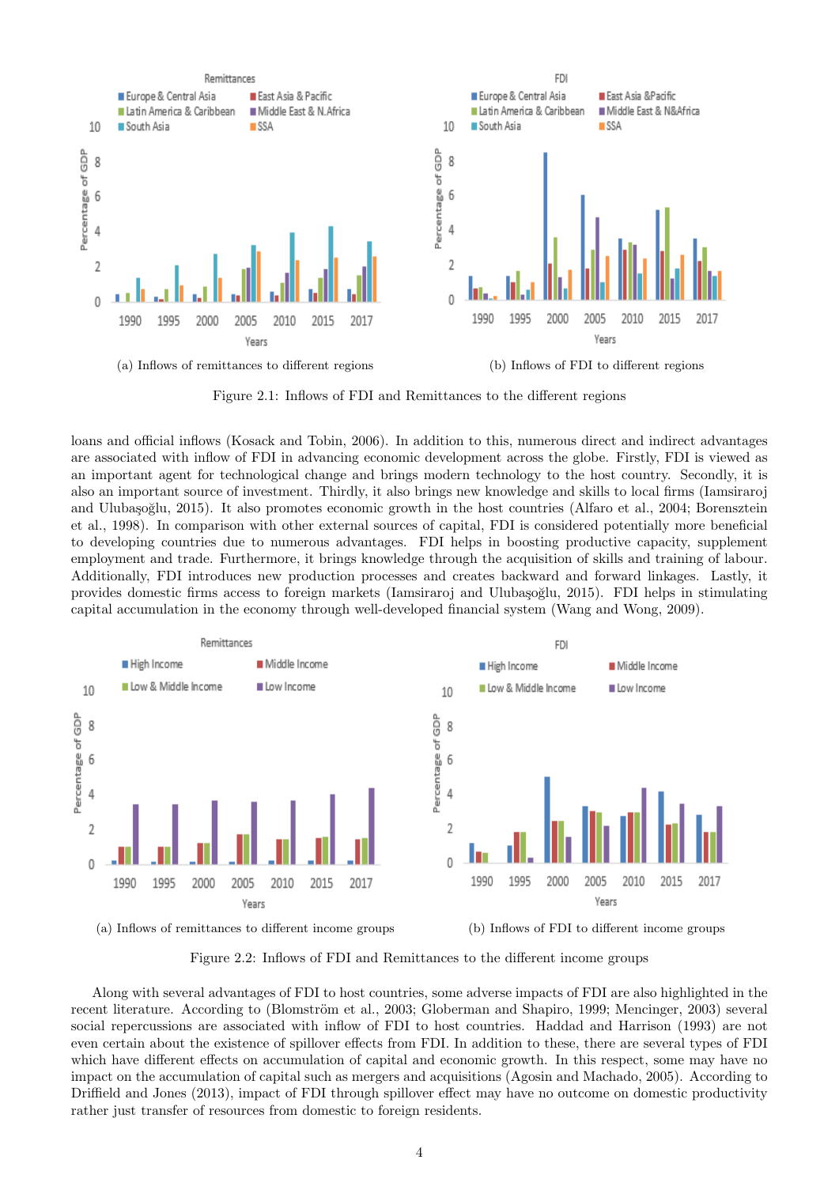Figure 2.1: Inflows of FDI and Remittances to the different regions

(a) Inflows of remittances to different regions

(b) Inflows of FDI to different regions

loans and official inflows (Kosack and Tobin, 2006). In addition to this, numerous direct and indirect advantages are associated with inflow of FDI in advancing economic development across the globe. Firstly, FDI is viewed as an important agent for technological change and brings modern technology to the host country. Secondly, it is also an important source of investment. Thirdly, it also brings new knowledge and skills to local firms (Iamsiraroj and Ulubaşoğlu, 2015). It also promotes economic growth in the host countries (Alfaro et al., 2004; Borensztein et al., 1998). In comparison with other external sources of capital, FDI is considered potentially more beneficial to developing countries due to numerous advantages. FDI helps in boosting productive capacity, supplement employment and trade. Furthermore, it brings knowledge through the acquisition of skills and training of labour. Additionally, FDI introduces new production processes and creates backward and forward linkages. Lastly, it provides domestic firms access to foreign markets (Iamsiraroj and Ulubaşoğlu, 2015). FDI helps in stimulating capital accumulation in the economy through well-developed financial system (Wang and Wong, 2009).

(a) Inflows of remittances to different income groups

(b) Inflows of FDI to different income groups

Figure 2.2: Inflows of FDI and Remittances to the different income groups

Along with several advantages of FDI to host countries, some adverse impacts of FDI are also highlighted in the recent literature. According to (Blomström et al., 2003; Globerman and Shapiro, 1999; Mencinger, 2003) several social repercussions are associated with inflow of FDI to host countries. Haddad and Harrison (1993) are not even certain about the existence of spillover effects from FDI. In addition to these, there are several types of FDI which have different effects on accumulation of capital and economic growth. In this respect, some may have no impact on the accumulation of capital such as mergers and acquisitions (Agosin and Machado, 2005). According to Driffield and Jones (2013), impact of FDI through spillover effect may have no outcome on domestic productivity rather just transfer of resources from domestic to foreign residents.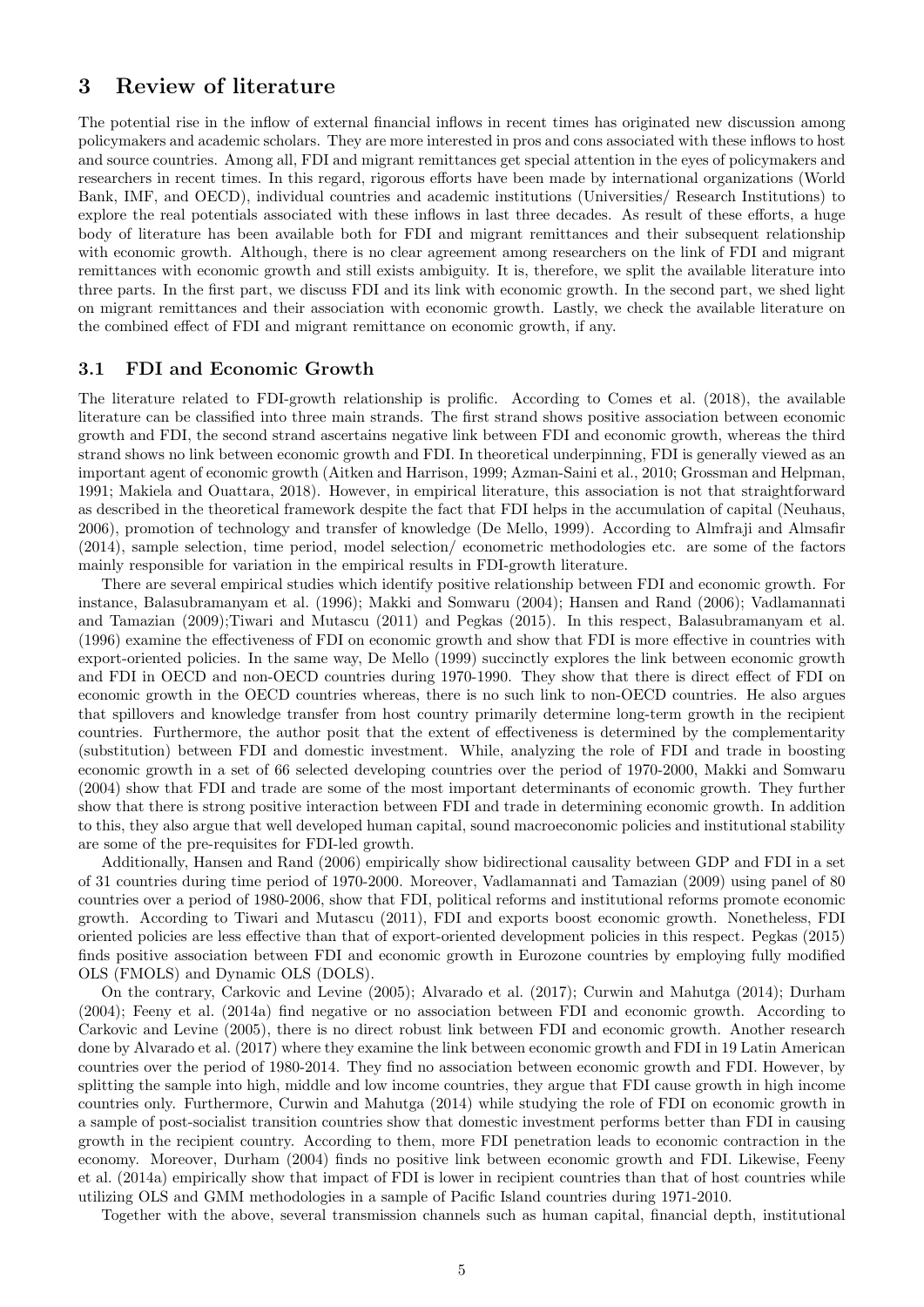## 3 Review of literature

The potential rise in the inflow of external financial inflows in recent times has originated new discussion among policymakers and academic scholars. They are more interested in pros and cons associated with these inflows to host and source countries. Among all, FDI and migrant remittances get special attention in the eyes of policymakers and researchers in recent times. In this regard, rigorous efforts have been made by international organizations (World Bank, IMF, and OECD), individual countries and academic institutions (Universities/ Research Institutions) to explore the real potentials associated with these inflows in last three decades. As result of these efforts, a huge body of literature has been available both for FDI and migrant remittances and their subsequent relationship with economic growth. Although, there is no clear agreement among researchers on the link of FDI and migrant remittances with economic growth and still exists ambiguity. It is, therefore, we split the available literature into three parts. In the first part, we discuss FDI and its link with economic growth. In the second part, we shed light on migrant remittances and their association with economic growth. Lastly, we check the available literature on the combined effect of FDI and migrant remittance on economic growth, if any.

### 3.1 FDI and Economic Growth

The literature related to FDI-growth relationship is prolific. According to Comes et al. (2018), the available literature can be classified into three main strands. The first strand shows positive association between economic growth and FDI, the second strand ascertains negative link between FDI and economic growth, whereas the third strand shows no link between economic growth and FDI. In theoretical underpinning, FDI is generally viewed as an important agent of economic growth (Aitken and Harrison, 1999; Azman-Saini et al., 2010; Grossman and Helpman, 1991; Makiela and Ouattara, 2018). However, in empirical literature, this association is not that straightforward as described in the theoretical framework despite the fact that FDI helps in the accumulation of capital (Neuhaus, 2006), promotion of technology and transfer of knowledge (De Mello, 1999). According to Almfraji and Almsafir (2014), sample selection, time period, model selection/ econometric methodologies etc. are some of the factors mainly responsible for variation in the empirical results in FDI-growth literature.

There are several empirical studies which identify positive relationship between FDI and economic growth. For instance, Balasubramanyam et al. (1996); Makki and Somwaru (2004); Hansen and Rand (2006); Vadlamannati and Tamazian (2009);Tiwari and Mutascu (2011) and Pegkas (2015). In this respect, Balasubramanyam et al. (1996) examine the effectiveness of FDI on economic growth and show that FDI is more effective in countries with export-oriented policies. In the same way, De Mello (1999) succinctly explores the link between economic growth and FDI in OECD and non-OECD countries during 1970-1990. They show that there is direct effect of FDI on economic growth in the OECD countries whereas, there is no such link to non-OECD countries. He also argues that spillovers and knowledge transfer from host country primarily determine long-term growth in the recipient countries. Furthermore, the author posit that the extent of effectiveness is determined by the complementarity (substitution) between FDI and domestic investment. While, analyzing the role of FDI and trade in boosting economic growth in a set of 66 selected developing countries over the period of 1970-2000, Makki and Somwaru (2004) show that FDI and trade are some of the most important determinants of economic growth. They further show that there is strong positive interaction between FDI and trade in determining economic growth. In addition to this, they also argue that well developed human capital, sound macroeconomic policies and institutional stability are some of the pre-requisites for FDI-led growth.

Additionally, Hansen and Rand (2006) empirically show bidirectional causality between GDP and FDI in a set of 31 countries during time period of 1970-2000. Moreover, Vadlamannati and Tamazian (2009) using panel of 80 countries over a period of 1980-2006, show that FDI, political reforms and institutional reforms promote economic growth. According to Tiwari and Mutascu (2011), FDI and exports boost economic growth. Nonetheless, FDI oriented policies are less effective than that of export-oriented development policies in this respect. Pegkas (2015) finds positive association between FDI and economic growth in Eurozone countries by employing fully modified OLS (FMOLS) and Dynamic OLS (DOLS).

On the contrary, Carkovic and Levine (2005); Alvarado et al. (2017); Curwin and Mahutga (2014); Durham (2004); Feeny et al. (2014a) find negative or no association between FDI and economic growth. According to Carkovic and Levine (2005), there is no direct robust link between FDI and economic growth. Another research done by Alvarado et al. (2017) where they examine the link between economic growth and FDI in 19 Latin American countries over the period of 1980-2014. They find no association between economic growth and FDI. However, by splitting the sample into high, middle and low income countries, they argue that FDI cause growth in high income countries only. Furthermore, Curwin and Mahutga (2014) while studying the role of FDI on economic growth in a sample of post-socialist transition countries show that domestic investment performs better than FDI in causing growth in the recipient country. According to them, more FDI penetration leads to economic contraction in the economy. Moreover, Durham (2004) finds no positive link between economic growth and FDI. Likewise, Feeny et al. (2014a) empirically show that impact of FDI is lower in recipient countries than that of host countries while utilizing OLS and GMM methodologies in a sample of Pacific Island countries during 1971-2010.

Together with the above, several transmission channels such as human capital, financial depth, institutional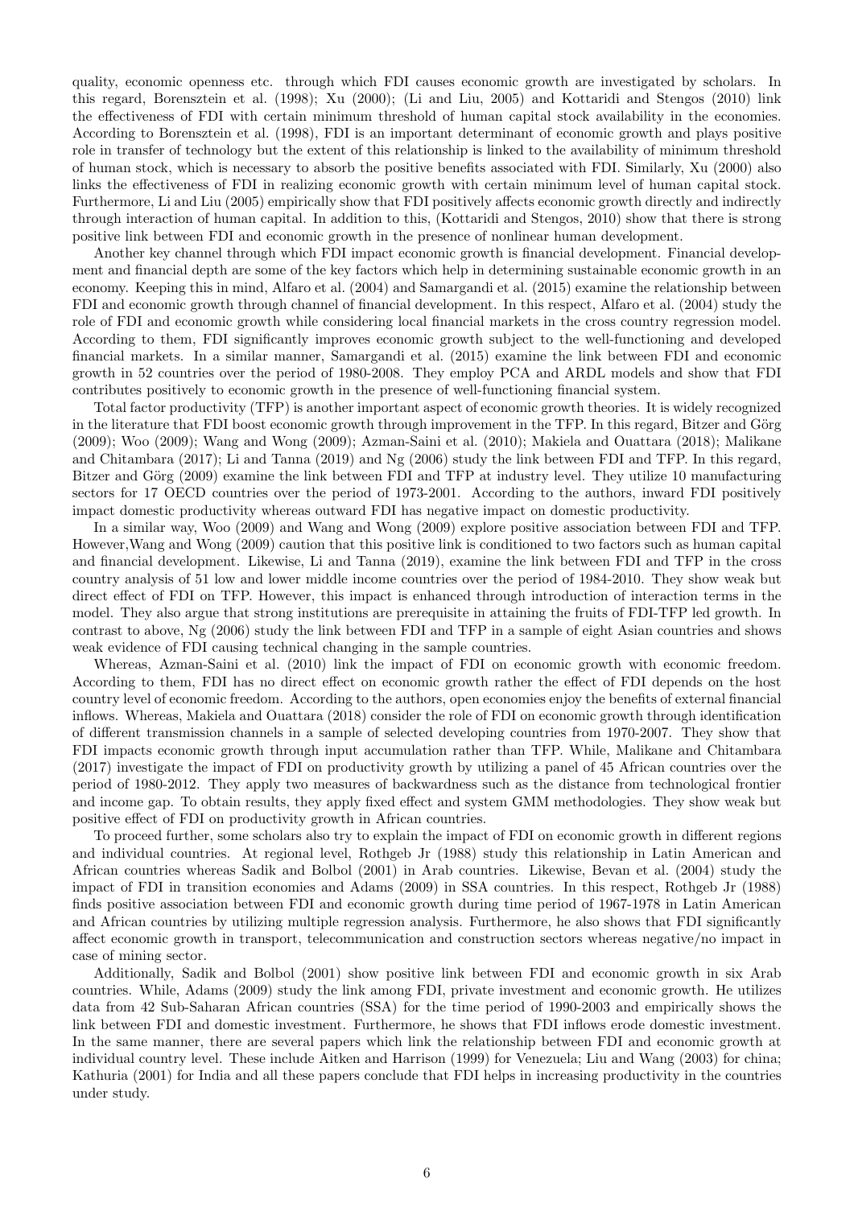quality, economic openness etc. through which FDI causes economic growth are investigated by scholars. In this regard, Borensztein et al. (1998); Xu (2000); (Li and Liu, 2005) and Kottaridi and Stengos (2010) link the effectiveness of FDI with certain minimum threshold of human capital stock availability in the economies. According to Borensztein et al. (1998), FDI is an important determinant of economic growth and plays positive role in transfer of technology but the extent of this relationship is linked to the availability of minimum threshold of human stock, which is necessary to absorb the positive benefits associated with FDI. Similarly, Xu (2000) also links the effectiveness of FDI in realizing economic growth with certain minimum level of human capital stock. Furthermore, Li and Liu (2005) empirically show that FDI positively affects economic growth directly and indirectly through interaction of human capital. In addition to this, (Kottaridi and Stengos, 2010) show that there is strong positive link between FDI and economic growth in the presence of nonlinear human development.

Another key channel through which FDI impact economic growth is financial development. Financial development and financial depth are some of the key factors which help in determining sustainable economic growth in an economy. Keeping this in mind, Alfaro et al. (2004) and Samargandi et al. (2015) examine the relationship between FDI and economic growth through channel of financial development. In this respect, Alfaro et al. (2004) study the role of FDI and economic growth while considering local financial markets in the cross country regression model. According to them, FDI significantly improves economic growth subject to the well-functioning and developed financial markets. In a similar manner, Samargandi et al. (2015) examine the link between FDI and economic growth in 52 countries over the period of 1980-2008. They employ PCA and ARDL models and show that FDI contributes positively to economic growth in the presence of well-functioning financial system.

Total factor productivity (TFP) is another important aspect of economic growth theories. It is widely recognized in the literature that FDI boost economic growth through improvement in the TFP. In this regard, Bitzer and Görg (2009); Woo (2009); Wang and Wong (2009); Azman-Saini et al. (2010); Makiela and Ouattara (2018); Malikane and Chitambara (2017); Li and Tanna (2019) and Ng (2006) study the link between FDI and TFP. In this regard, Bitzer and Görg (2009) examine the link between FDI and TFP at industry level. They utilize 10 manufacturing sectors for 17 OECD countries over the period of 1973-2001. According to the authors, inward FDI positively impact domestic productivity whereas outward FDI has negative impact on domestic productivity.

In a similar way, Woo (2009) and Wang and Wong (2009) explore positive association between FDI and TFP. However,Wang and Wong (2009) caution that this positive link is conditioned to two factors such as human capital and financial development. Likewise, Li and Tanna (2019), examine the link between FDI and TFP in the cross country analysis of 51 low and lower middle income countries over the period of 1984-2010. They show weak but direct effect of FDI on TFP. However, this impact is enhanced through introduction of interaction terms in the model. They also argue that strong institutions are prerequisite in attaining the fruits of FDI-TFP led growth. In contrast to above, Ng (2006) study the link between FDI and TFP in a sample of eight Asian countries and shows weak evidence of FDI causing technical changing in the sample countries.

Whereas, Azman-Saini et al. (2010) link the impact of FDI on economic growth with economic freedom. According to them, FDI has no direct effect on economic growth rather the effect of FDI depends on the host country level of economic freedom. According to the authors, open economies enjoy the benefits of external financial inflows. Whereas, Makiela and Ouattara (2018) consider the role of FDI on economic growth through identification of different transmission channels in a sample of selected developing countries from 1970-2007. They show that FDI impacts economic growth through input accumulation rather than TFP. While, Malikane and Chitambara (2017) investigate the impact of FDI on productivity growth by utilizing a panel of 45 African countries over the period of 1980-2012. They apply two measures of backwardness such as the distance from technological frontier and income gap. To obtain results, they apply fixed effect and system GMM methodologies. They show weak but positive effect of FDI on productivity growth in African countries.

To proceed further, some scholars also try to explain the impact of FDI on economic growth in different regions and individual countries. At regional level, Rothgeb Jr (1988) study this relationship in Latin American and African countries whereas Sadik and Bolbol (2001) in Arab countries. Likewise, Bevan et al. (2004) study the impact of FDI in transition economies and Adams (2009) in SSA countries. In this respect, Rothgeb Jr (1988) finds positive association between FDI and economic growth during time period of 1967-1978 in Latin American and African countries by utilizing multiple regression analysis. Furthermore, he also shows that FDI significantly affect economic growth in transport, telecommunication and construction sectors whereas negative/no impact in case of mining sector.

Additionally, Sadik and Bolbol (2001) show positive link between FDI and economic growth in six Arab countries. While, Adams (2009) study the link among FDI, private investment and economic growth. He utilizes data from 42 Sub-Saharan African countries (SSA) for the time period of 1990-2003 and empirically shows the link between FDI and domestic investment. Furthermore, he shows that FDI inflows erode domestic investment. In the same manner, there are several papers which link the relationship between FDI and economic growth at individual country level. These include Aitken and Harrison (1999) for Venezuela; Liu and Wang (2003) for china; Kathuria (2001) for India and all these papers conclude that FDI helps in increasing productivity in the countries under study.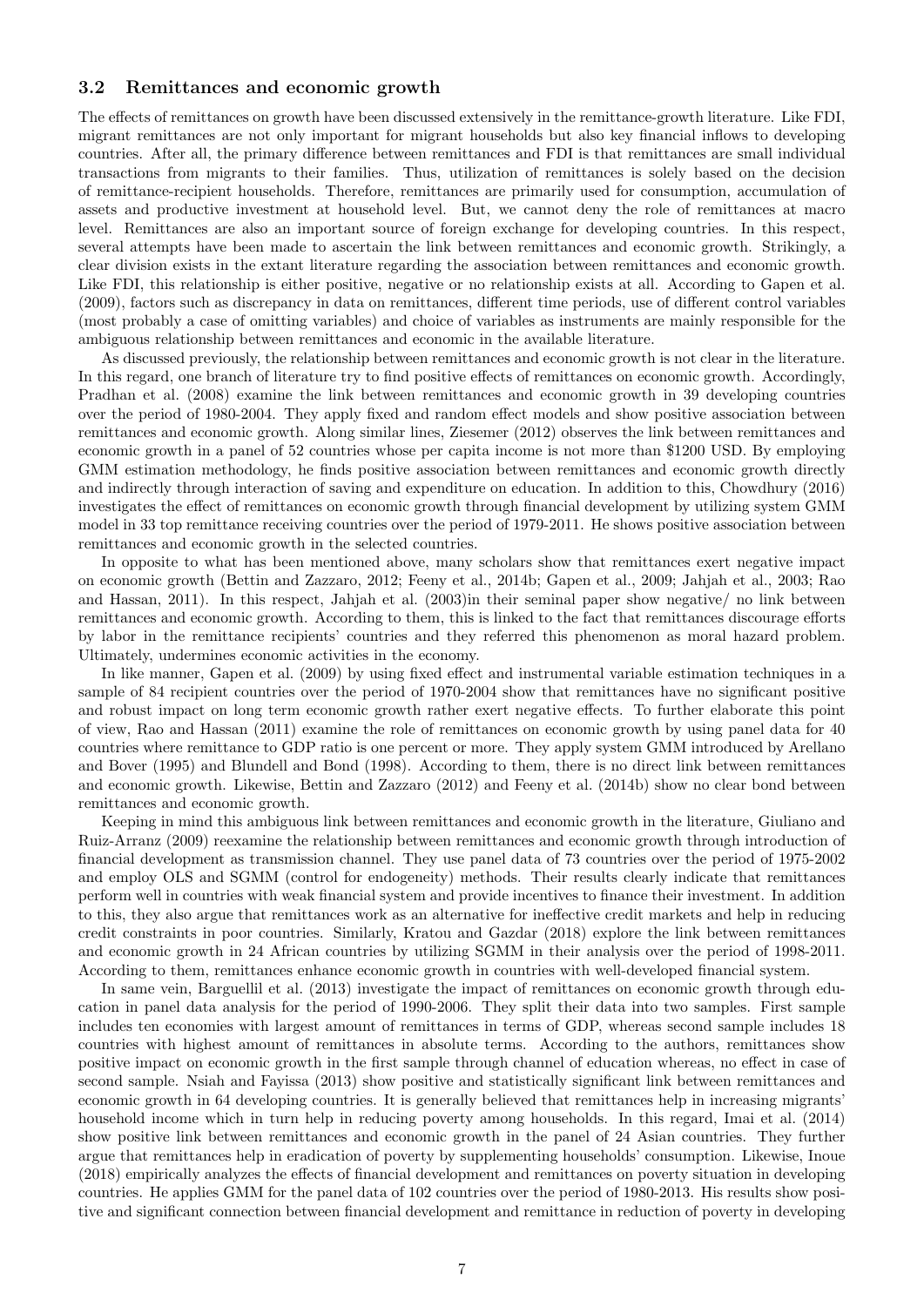### 3.2 Remittances and economic growth

The effects of remittances on growth have been discussed extensively in the remittance-growth literature. Like FDI, migrant remittances are not only important for migrant households but also key financial inflows to developing countries. After all, the primary difference between remittances and FDI is that remittances are small individual transactions from migrants to their families. Thus, utilization of remittances is solely based on the decision of remittance-recipient households. Therefore, remittances are primarily used for consumption, accumulation of assets and productive investment at household level. But, we cannot deny the role of remittances at macro level. Remittances are also an important source of foreign exchange for developing countries. In this respect, several attempts have been made to ascertain the link between remittances and economic growth. Strikingly, a clear division exists in the extant literature regarding the association between remittances and economic growth. Like FDI, this relationship is either positive, negative or no relationship exists at all. According to Gapen et al. (2009), factors such as discrepancy in data on remittances, different time periods, use of different control variables (most probably a case of omitting variables) and choice of variables as instruments are mainly responsible for the ambiguous relationship between remittances and economic in the available literature.

As discussed previously, the relationship between remittances and economic growth is not clear in the literature. In this regard, one branch of literature try to find positive effects of remittances on economic growth. Accordingly, Pradhan et al. (2008) examine the link between remittances and economic growth in 39 developing countries over the period of 1980-2004. They apply fixed and random effect models and show positive association between remittances and economic growth. Along similar lines, Ziesemer (2012) observes the link between remittances and economic growth in a panel of 52 countries whose per capita income is not more than \$1200 USD. By employing GMM estimation methodology, he finds positive association between remittances and economic growth directly and indirectly through interaction of saving and expenditure on education. In addition to this, Chowdhury (2016) investigates the effect of remittances on economic growth through financial development by utilizing system GMM model in 33 top remittance receiving countries over the period of 1979-2011. He shows positive association between remittances and economic growth in the selected countries.

In opposite to what has been mentioned above, many scholars show that remittances exert negative impact on economic growth (Bettin and Zazzaro, 2012; Feeny et al., 2014b; Gapen et al., 2009; Jahjah et al., 2003; Rao and Hassan, 2011). In this respect, Jahjah et al. (2003)in their seminal paper show negative/ no link between remittances and economic growth. According to them, this is linked to the fact that remittances discourage efforts by labor in the remittance recipients' countries and they referred this phenomenon as moral hazard problem. Ultimately, undermines economic activities in the economy.

In like manner, Gapen et al. (2009) by using fixed effect and instrumental variable estimation techniques in a sample of 84 recipient countries over the period of 1970-2004 show that remittances have no significant positive and robust impact on long term economic growth rather exert negative effects. To further elaborate this point of view, Rao and Hassan (2011) examine the role of remittances on economic growth by using panel data for 40 countries where remittance to GDP ratio is one percent or more. They apply system GMM introduced by Arellano and Bover (1995) and Blundell and Bond (1998). According to them, there is no direct link between remittances and economic growth. Likewise, Bettin and Zazzaro (2012) and Feeny et al. (2014b) show no clear bond between remittances and economic growth.

Keeping in mind this ambiguous link between remittances and economic growth in the literature, Giuliano and Ruiz-Arranz (2009) reexamine the relationship between remittances and economic growth through introduction of financial development as transmission channel. They use panel data of 73 countries over the period of 1975-2002 and employ OLS and SGMM (control for endogeneity) methods. Their results clearly indicate that remittances perform well in countries with weak financial system and provide incentives to finance their investment. In addition to this, they also argue that remittances work as an alternative for ineffective credit markets and help in reducing credit constraints in poor countries. Similarly, Kratou and Gazdar (2018) explore the link between remittances and economic growth in 24 African countries by utilizing SGMM in their analysis over the period of 1998-2011. According to them, remittances enhance economic growth in countries with well-developed financial system.

In same vein, Barguellil et al. (2013) investigate the impact of remittances on economic growth through education in panel data analysis for the period of 1990-2006. They split their data into two samples. First sample includes ten economies with largest amount of remittances in terms of GDP, whereas second sample includes 18 countries with highest amount of remittances in absolute terms. According to the authors, remittances show positive impact on economic growth in the first sample through channel of education whereas, no effect in case of second sample. Nsiah and Fayissa (2013) show positive and statistically significant link between remittances and economic growth in 64 developing countries. It is generally believed that remittances help in increasing migrants' household income which in turn help in reducing poverty among households. In this regard, Imai et al. (2014) show positive link between remittances and economic growth in the panel of 24 Asian countries. They further argue that remittances help in eradication of poverty by supplementing households' consumption. Likewise, Inoue (2018) empirically analyzes the effects of financial development and remittances on poverty situation in developing countries. He applies GMM for the panel data of 102 countries over the period of 1980-2013. His results show positive and significant connection between financial development and remittance in reduction of poverty in developing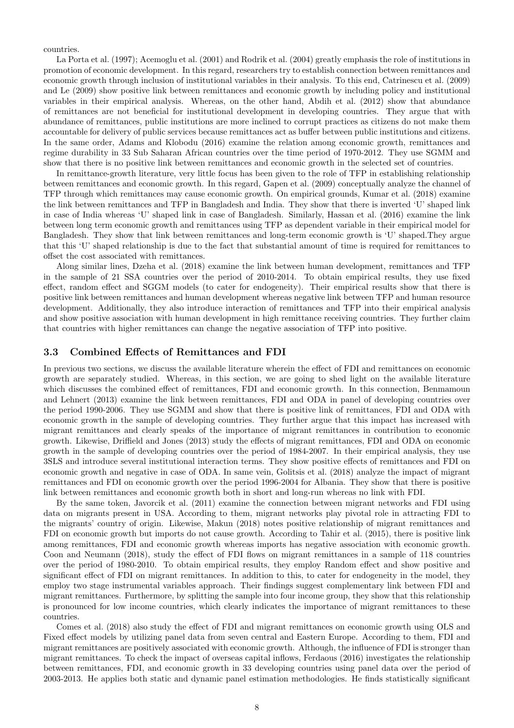countries.

La Porta et al. (1997); Acemoglu et al. (2001) and Rodrik et al. (2004) greatly emphasis the role of institutions in promotion of economic development. In this regard, researchers try to establish connection between remittances and economic growth through inclusion of institutional variables in their analysis. To this end, Catrinescu et al. (2009) and Le (2009) show positive link between remittances and economic growth by including policy and institutional variables in their empirical analysis. Whereas, on the other hand, Abdih et al. (2012) show that abundance of remittances are not beneficial for institutional development in developing countries. They argue that with abundance of remittances, public institutions are more inclined to corrupt practices as citizens do not make them accountable for delivery of public services because remittances act as buffer between public institutions and citizens. In the same order, Adams and Klobodu (2016) examine the relation among economic growth, remittances and regime durability in 33 Sub Saharan African countries over the time period of 1970-2012. They use SGMM and show that there is no positive link between remittances and economic growth in the selected set of countries.

In remittance-growth literature, very little focus has been given to the role of TFP in establishing relationship between remittances and economic growth. In this regard, Gapen et al. (2009) conceptually analyze the channel of TFP through which remittances may cause economic growth. On empirical grounds, Kumar et al. (2018) examine the link between remittances and TFP in Bangladesh and India. They show that there is inverted 'U' shaped link in case of India whereas 'U' shaped link in case of Bangladesh. Similarly, Hassan et al. (2016) examine the link between long term economic growth and remittances using TFP as dependent variable in their empirical model for Bangladesh. They show that link between remittances and long-term economic growth is 'U' shaped.They argue that this 'U' shaped relationship is due to the fact that substantial amount of time is required for remittances to offset the cost associated with remittances.

Along similar lines, Dzeha et al. (2018) examine the link between human development, remittances and TFP in the sample of 21 SSA countries over the period of 2010-2014. To obtain empirical results, they use fixed effect, random effect and SGGM models (to cater for endogeneity). Their empirical results show that there is positive link between remittances and human development whereas negative link between TFP and human resource development. Additionally, they also introduce interaction of remittances and TFP into their empirical analysis and show positive association with human development in high remittance receiving countries. They further claim that countries with higher remittances can change the negative association of TFP into positive.

### 3.3 Combined Effects of Remittances and FDI

In previous two sections, we discuss the available literature wherein the effect of FDI and remittances on economic growth are separately studied. Whereas, in this section, we are going to shed light on the available literature which discusses the combined effect of remittances, FDI and economic growth. In this connection, Benmamoun and Lehnert (2013) examine the link between remittances, FDI and ODA in panel of developing countries over the period 1990-2006. They use SGMM and show that there is positive link of remittances, FDI and ODA with economic growth in the sample of developing countries. They further argue that this impact has increased with migrant remittances and clearly speaks of the importance of migrant remittances in contribution to economic growth. Likewise, Driffield and Jones (2013) study the effects of migrant remittances, FDI and ODA on economic growth in the sample of developing countries over the period of 1984-2007. In their empirical analysis, they use 3SLS and introduce several institutional interaction terms. They show positive effects of remittances and FDI on economic growth and negative in case of ODA. In same vein, Golitsis et al. (2018) analyze the impact of migrant remittances and FDI on economic growth over the period 1996-2004 for Albania. They show that there is positive link between remittances and economic growth both in short and long-run whereas no link with FDI.

By the same token, Javorcik et al. (2011) examine the connection between migrant networks and FDI using data on migrants present in USA. According to them, migrant networks play pivotal role in attracting FDI to the migrants' country of origin. Likewise, Makun (2018) notes positive relationship of migrant remittances and FDI on economic growth but imports do not cause growth. According to Tahir et al. (2015), there is positive link among remittances, FDI and economic growth whereas imports has negative association with economic growth. Coon and Neumann (2018), study the effect of FDI flows on migrant remittances in a sample of 118 countries over the period of 1980-2010. To obtain empirical results, they employ Random effect and show positive and significant effect of FDI on migrant remittances. In addition to this, to cater for endogeneity in the model, they employ two stage instrumental variables approach. Their findings suggest complementary link between FDI and migrant remittances. Furthermore, by splitting the sample into four income group, they show that this relationship is pronounced for low income countries, which clearly indicates the importance of migrant remittances to these countries.

Comes et al. (2018) also study the effect of FDI and migrant remittances on economic growth using OLS and Fixed effect models by utilizing panel data from seven central and Eastern Europe. According to them, FDI and migrant remittances are positively associated with economic growth. Although, the influence of FDI is stronger than migrant remittances. To check the impact of overseas capital inflows, Ferdaous (2016) investigates the relationship between remittances, FDI, and economic growth in 33 developing countries using panel data over the period of 2003-2013. He applies both static and dynamic panel estimation methodologies. He finds statistically significant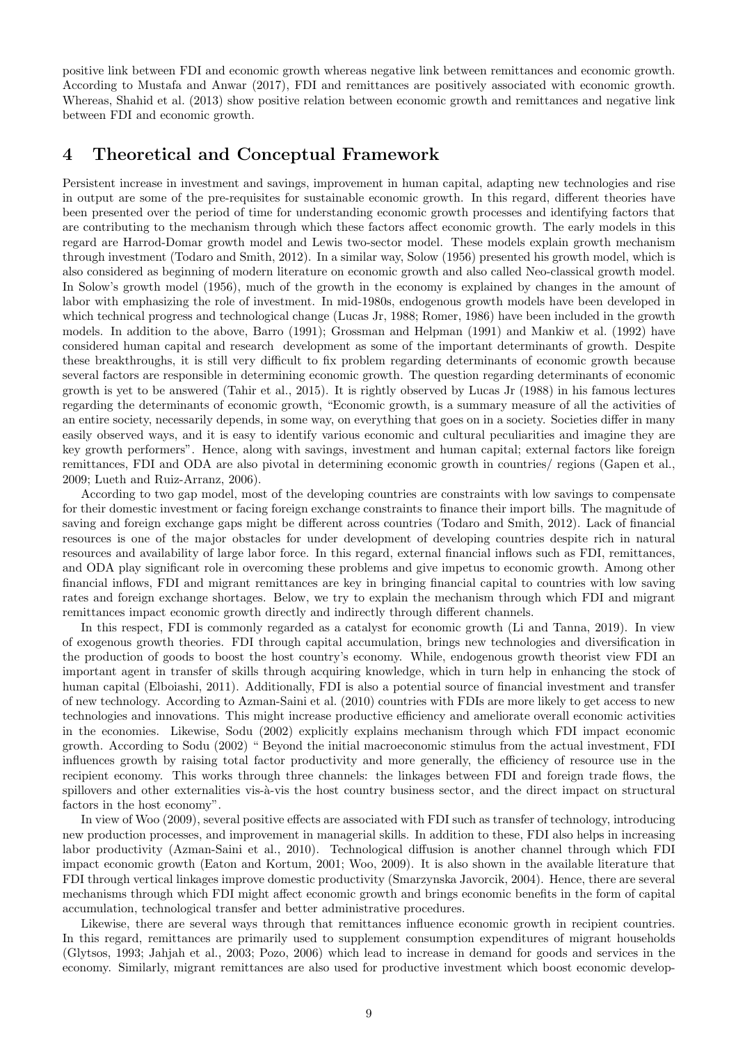positive link between FDI and economic growth whereas negative link between remittances and economic growth. According to Mustafa and Anwar (2017), FDI and remittances are positively associated with economic growth. Whereas, Shahid et al. (2013) show positive relation between economic growth and remittances and negative link between FDI and economic growth.

# 4 Theoretical and Conceptual Framework

Persistent increase in investment and savings, improvement in human capital, adapting new technologies and rise in output are some of the pre-requisites for sustainable economic growth. In this regard, different theories have been presented over the period of time for understanding economic growth processes and identifying factors that are contributing to the mechanism through which these factors affect economic growth. The early models in this regard are Harrod-Domar growth model and Lewis two-sector model. These models explain growth mechanism through investment (Todaro and Smith, 2012). In a similar way, Solow (1956) presented his growth model, which is also considered as beginning of modern literature on economic growth and also called Neo-classical growth model. In Solow's growth model (1956), much of the growth in the economy is explained by changes in the amount of labor with emphasizing the role of investment. In mid-1980s, endogenous growth models have been developed in which technical progress and technological change (Lucas Jr, 1988; Romer, 1986) have been included in the growth models. In addition to the above, Barro (1991); Grossman and Helpman (1991) and Mankiw et al. (1992) have considered human capital and research development as some of the important determinants of growth. Despite these breakthroughs, it is still very difficult to fix problem regarding determinants of economic growth because several factors are responsible in determining economic growth. The question regarding determinants of economic growth is yet to be answered (Tahir et al., 2015). It is rightly observed by Lucas Jr (1988) in his famous lectures regarding the determinants of economic growth, "Economic growth, is a summary measure of all the activities of an entire society, necessarily depends, in some way, on everything that goes on in a society. Societies differ in many easily observed ways, and it is easy to identify various economic and cultural peculiarities and imagine they are key growth performers". Hence, along with savings, investment and human capital; external factors like foreign remittances, FDI and ODA are also pivotal in determining economic growth in countries/ regions (Gapen et al., 2009; Lueth and Ruiz-Arranz, 2006).

According to two gap model, most of the developing countries are constraints with low savings to compensate for their domestic investment or facing foreign exchange constraints to finance their import bills. The magnitude of saving and foreign exchange gaps might be different across countries (Todaro and Smith, 2012). Lack of financial resources is one of the major obstacles for under development of developing countries despite rich in natural resources and availability of large labor force. In this regard, external financial inflows such as FDI, remittances, and ODA play significant role in overcoming these problems and give impetus to economic growth. Among other financial inflows, FDI and migrant remittances are key in bringing financial capital to countries with low saving rates and foreign exchange shortages. Below, we try to explain the mechanism through which FDI and migrant remittances impact economic growth directly and indirectly through different channels.

In this respect, FDI is commonly regarded as a catalyst for economic growth (Li and Tanna, 2019). In view of exogenous growth theories. FDI through capital accumulation, brings new technologies and diversification in the production of goods to boost the host country's economy. While, endogenous growth theorist view FDI an important agent in transfer of skills through acquiring knowledge, which in turn help in enhancing the stock of human capital (Elboiashi, 2011). Additionally, FDI is also a potential source of financial investment and transfer of new technology. According to Azman-Saini et al. (2010) countries with FDIs are more likely to get access to new technologies and innovations. This might increase productive efficiency and ameliorate overall economic activities in the economies. Likewise, Sodu (2002) explicitly explains mechanism through which FDI impact economic growth. According to Sodu (2002) " Beyond the initial macroeconomic stimulus from the actual investment, FDI influences growth by raising total factor productivity and more generally, the efficiency of resource use in the recipient economy. This works through three channels: the linkages between FDI and foreign trade flows, the spillovers and other externalities vis-à-vis the host country business sector, and the direct impact on structural factors in the host economy".

In view of Woo (2009), several positive effects are associated with FDI such as transfer of technology, introducing new production processes, and improvement in managerial skills. In addition to these, FDI also helps in increasing labor productivity (Azman-Saini et al., 2010). Technological diffusion is another channel through which FDI impact economic growth (Eaton and Kortum, 2001; Woo, 2009). It is also shown in the available literature that FDI through vertical linkages improve domestic productivity (Smarzynska Javorcik, 2004). Hence, there are several mechanisms through which FDI might affect economic growth and brings economic benefits in the form of capital accumulation, technological transfer and better administrative procedures.

Likewise, there are several ways through that remittances influence economic growth in recipient countries. In this regard, remittances are primarily used to supplement consumption expenditures of migrant households (Glytsos, 1993; Jahjah et al., 2003; Pozo, 2006) which lead to increase in demand for goods and services in the economy. Similarly, migrant remittances are also used for productive investment which boost economic develop-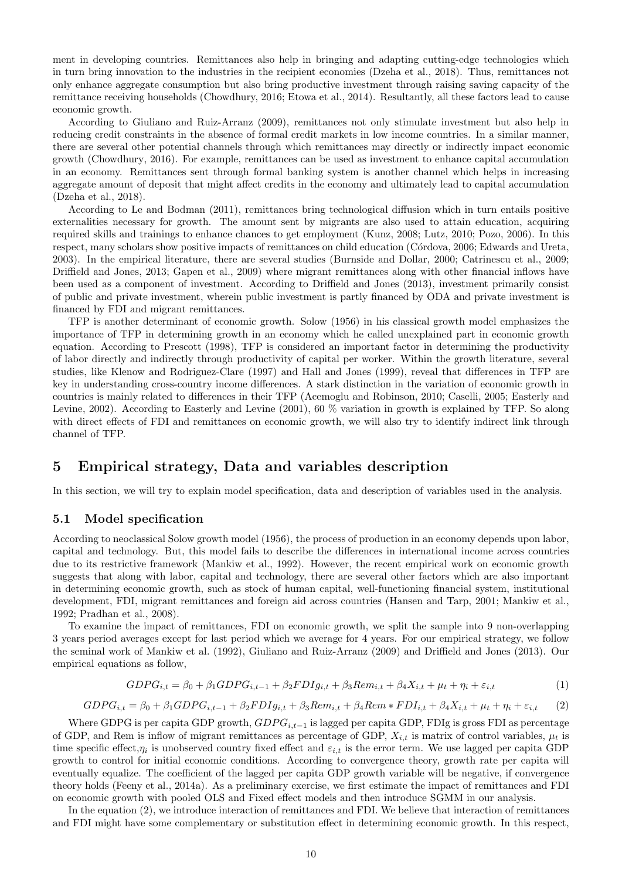ment in developing countries. Remittances also help in bringing and adapting cutting-edge technologies which in turn bring innovation to the industries in the recipient economies (Dzeha et al., 2018). Thus, remittances not only enhance aggregate consumption but also bring productive investment through raising saving capacity of the remittance receiving households (Chowdhury, 2016; Etowa et al., 2014). Resultantly, all these factors lead to cause economic growth.

According to Giuliano and Ruiz-Arranz (2009), remittances not only stimulate investment but also help in reducing credit constraints in the absence of formal credit markets in low income countries. In a similar manner, there are several other potential channels through which remittances may directly or indirectly impact economic growth (Chowdhury, 2016). For example, remittances can be used as investment to enhance capital accumulation in an economy. Remittances sent through formal banking system is another channel which helps in increasing aggregate amount of deposit that might affect credits in the economy and ultimately lead to capital accumulation (Dzeha et al., 2018).

According to Le and Bodman (2011), remittances bring technological diffusion which in turn entails positive externalities necessary for growth. The amount sent by migrants are also used to attain education, acquiring required skills and trainings to enhance chances to get employment (Kunz, 2008; Lutz, 2010; Pozo, 2006). In this respect, many scholars show positive impacts of remittances on child education (Córdova, 2006; Edwards and Ureta, 2003). In the empirical literature, there are several studies (Burnside and Dollar, 2000; Catrinescu et al., 2009; Driffield and Jones, 2013; Gapen et al., 2009) where migrant remittances along with other financial inflows have been used as a component of investment. According to Driffield and Jones (2013), investment primarily consist of public and private investment, wherein public investment is partly financed by ODA and private investment is financed by FDI and migrant remittances.

TFP is another determinant of economic growth. Solow (1956) in his classical growth model emphasizes the importance of TFP in determining growth in an economy which he called unexplained part in economic growth equation. According to Prescott (1998), TFP is considered an important factor in determining the productivity of labor directly and indirectly through productivity of capital per worker. Within the growth literature, several studies, like Klenow and Rodriguez-Clare (1997) and Hall and Jones (1999), reveal that differences in TFP are key in understanding cross-country income differences. A stark distinction in the variation of economic growth in countries is mainly related to differences in their TFP (Acemoglu and Robinson, 2010; Caselli, 2005; Easterly and Levine, 2002). According to Easterly and Levine (2001), 60 % variation in growth is explained by TFP. So along with direct effects of FDI and remittances on economic growth, we will also try to identify indirect link through channel of TFP.

# 5 Empirical strategy, Data and variables description

In this section, we will try to explain model specification, data and description of variables used in the analysis.

## 5.1 Model specification

According to neoclassical Solow growth model (1956), the process of production in an economy depends upon labor, capital and technology. But, this model fails to describe the differences in international income across countries due to its restrictive framework (Mankiw et al., 1992). However, the recent empirical work on economic growth suggests that along with labor, capital and technology, there are several other factors which are also important in determining economic growth, such as stock of human capital, well-functioning financial system, institutional development, FDI, migrant remittances and foreign aid across countries (Hansen and Tarp, 2001; Mankiw et al., 1992; Pradhan et al., 2008).

To examine the impact of remittances, FDI on economic growth, we split the sample into 9 non-overlapping 3 years period averages except for last period which we average for 4 years. For our empirical strategy, we follow the seminal work of Mankiw et al. (1992), Giuliano and Ruiz-Arranz (2009) and Driffield and Jones (2013). Our empirical equations as follow,

$$GDPG_{i,t} = \beta_0 + \beta_1 GDPG_{i,t-1} + \beta_2 FDIg_{i,t} + \beta_3 Rem_{i,t} + \beta_4 X_{i,t} + \mu_t + \eta_i + \varepsilon_{i,t} \tag{1}$$

$$GDPG_{i,t} = \beta_0 + \beta_1 GDPG_{i,t-1} + \beta_2 FDIg_{i,t} + \beta_3 Rem_{i,t} + \beta_4 Rem * FDI_{i,t} + \beta_4 X_{i,t} + \mu_t + \eta_i + \varepsilon_{i,t} \tag{2}$$

Where GDPG is per capita GDP growth, $GDPG_{i,t-1}$ is lagged per capita GDP, FDIg is gross FDI as percentage of GDP, and Rem is inflow of migrant remittances as percentage of GDP, $X_{i,t}$ is matrix of control variables, $\mu_t$ is time specific effect, $\eta_i$ is unobserved country fixed effect and $\varepsilon_{i,t}$ is the error term. We use lagged per capita GDP growth to control for initial economic conditions. According to convergence theory, growth rate per capita will eventually equalize. The coefficient of the lagged per capita GDP growth variable will be negative, if convergence theory holds (Feeny et al., 2014a). As a preliminary exercise, we first estimate the impact of remittances and FDI on economic growth with pooled OLS and Fixed effect models and then introduce SGMM in our analysis.

In the equation (2), we introduce interaction of remittances and FDI. We believe that interaction of remittances and FDI might have some complementary or substitution effect in determining economic growth. In this respect,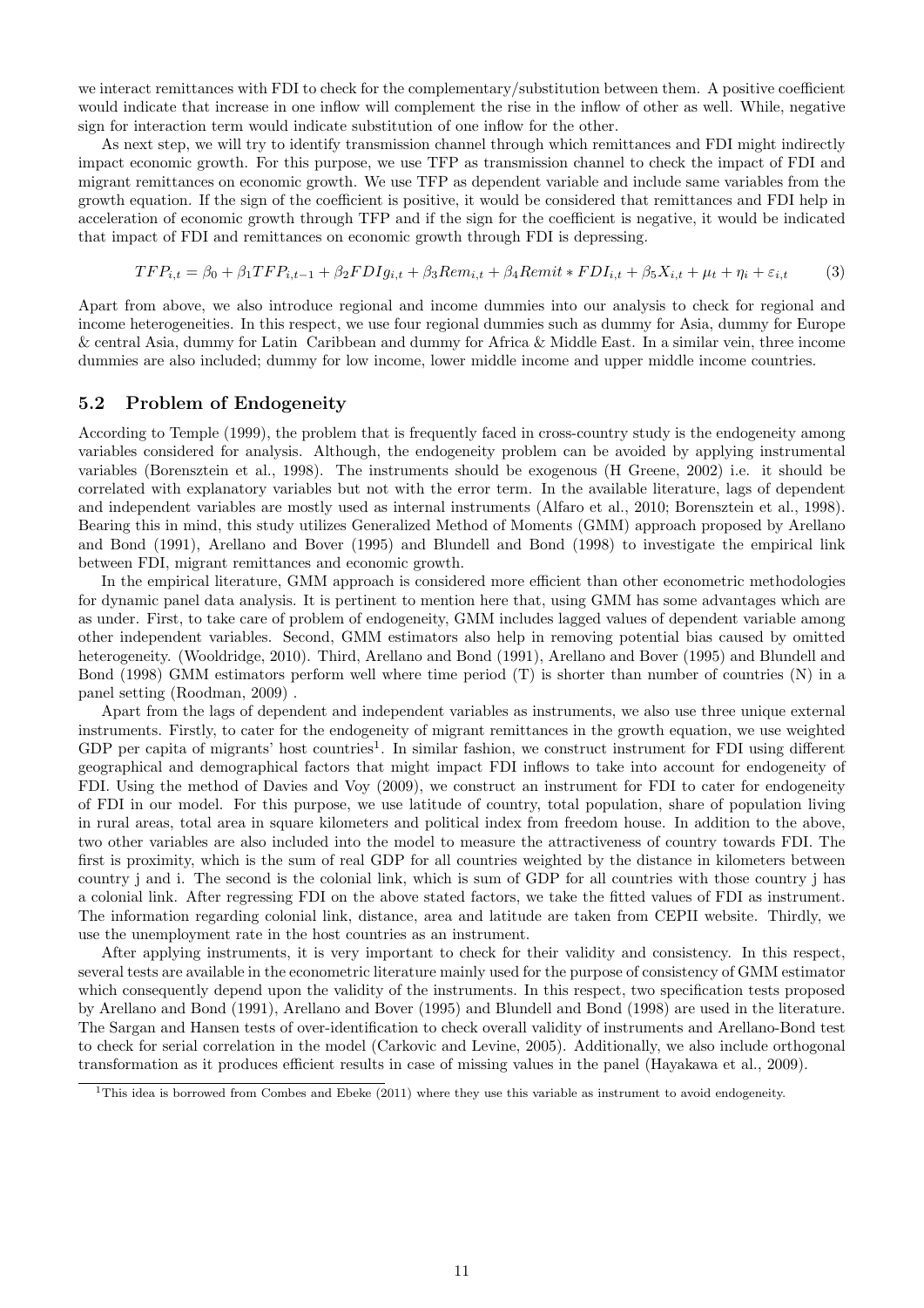we interact remittances with FDI to check for the complementary/substitution between them. A positive coefficient would indicate that increase in one inflow will complement the rise in the inflow of other as well. While, negative sign for interaction term would indicate substitution of one inflow for the other.

As next step, we will try to identify transmission channel through which remittances and FDI might indirectly impact economic growth. For this purpose, we use TFP as transmission channel to check the impact of FDI and migrant remittances on economic growth. We use TFP as dependent variable and include same variables from the growth equation. If the sign of the coefficient is positive, it would be considered that remittances and FDI help in acceleration of economic growth through TFP and if the sign for the coefficient is negative, it would be indicated that impact of FDI and remittances on economic growth through FDI is depressing.

$$TFP_{i,t} = \beta_0 + \beta_1 TFP_{i,t-1} + \beta_2 FDIg_{i,t} + \beta_3 Rem_{i,t} + \beta_4 Remit * FDI_{i,t} + \beta_5 X_{i,t} + \mu_t + \eta_i + \varepsilon_{i,t} \tag{3}$$

Apart from above, we also introduce regional and income dummies into our analysis to check for regional and income heterogeneities. In this respect, we use four regional dummies such as dummy for Asia, dummy for Europe & central Asia, dummy for Latin Caribbean and dummy for Africa & Middle East. In a similar vein, three income dummies are also included; dummy for low income, lower middle income and upper middle income countries.

## 5.2 Problem of Endogeneity

According to Temple (1999), the problem that is frequently faced in cross-country study is the endogeneity among variables considered for analysis. Although, the endogeneity problem can be avoided by applying instrumental variables (Borensztein et al., 1998). The instruments should be exogenous (H Greene, 2002) i.e. it should be correlated with explanatory variables but not with the error term. In the available literature, lags of dependent and independent variables are mostly used as internal instruments (Alfaro et al., 2010; Borensztein et al., 1998). Bearing this in mind, this study utilizes Generalized Method of Moments (GMM) approach proposed by Arellano and Bond (1991), Arellano and Bover (1995) and Blundell and Bond (1998) to investigate the empirical link between FDI, migrant remittances and economic growth.

In the empirical literature, GMM approach is considered more efficient than other econometric methodologies for dynamic panel data analysis. It is pertinent to mention here that, using GMM has some advantages which are as under. First, to take care of problem of endogeneity, GMM includes lagged values of dependent variable among other independent variables. Second, GMM estimators also help in removing potential bias caused by omitted heterogeneity. (Wooldridge, 2010). Third, Arellano and Bond (1991), Arellano and Bover (1995) and Blundell and Bond (1998) GMM estimators perform well where time period (T) is shorter than number of countries (N) in a panel setting (Roodman, 2009) .

Apart from the lags of dependent and independent variables as instruments, we also use three unique external instruments. Firstly, to cater for the endogeneity of migrant remittances in the growth equation, we use weighted GDP per capita of migrants' host countries[1]. In similar fashion, we construct instrument for FDI using different geographical and demographical factors that might impact FDI inflows to take into account for endogeneity of FDI. Using the method of Davies and Voy (2009), we construct an instrument for FDI to cater for endogeneity of FDI in our model. For this purpose, we use latitude of country, total population, share of population living in rural areas, total area in square kilometers and political index from freedom house. In addition to the above, two other variables are also included into the model to measure the attractiveness of country towards FDI. The first is proximity, which is the sum of real GDP for all countries weighted by the distance in kilometers between country j and i. The second is the colonial link, which is sum of GDP for all countries with those country j has a colonial link. After regressing FDI on the above stated factors, we take the fitted values of FDI as instrument. The information regarding colonial link, distance, area and latitude are taken from CEPII website. Thirdly, we use the unemployment rate in the host countries as an instrument.

After applying instruments, it is very important to check for their validity and consistency. In this respect, several tests are available in the econometric literature mainly used for the purpose of consistency of GMM estimator which consequently depend upon the validity of the instruments. In this respect, two specification tests proposed by Arellano and Bond (1991), Arellano and Bover (1995) and Blundell and Bond (1998) are used in the literature. The Sargan and Hansen tests of over-identification to check overall validity of instruments and Arellano-Bond test to check for serial correlation in the model (Carkovic and Levine, 2005). Additionally, we also include orthogonal transformation as it produces efficient results in case of missing values in the panel (Hayakawa et al., 2009).

[1]This idea is borrowed from Combes and Ebeke (2011) where they use this variable as instrument to avoid endogeneity.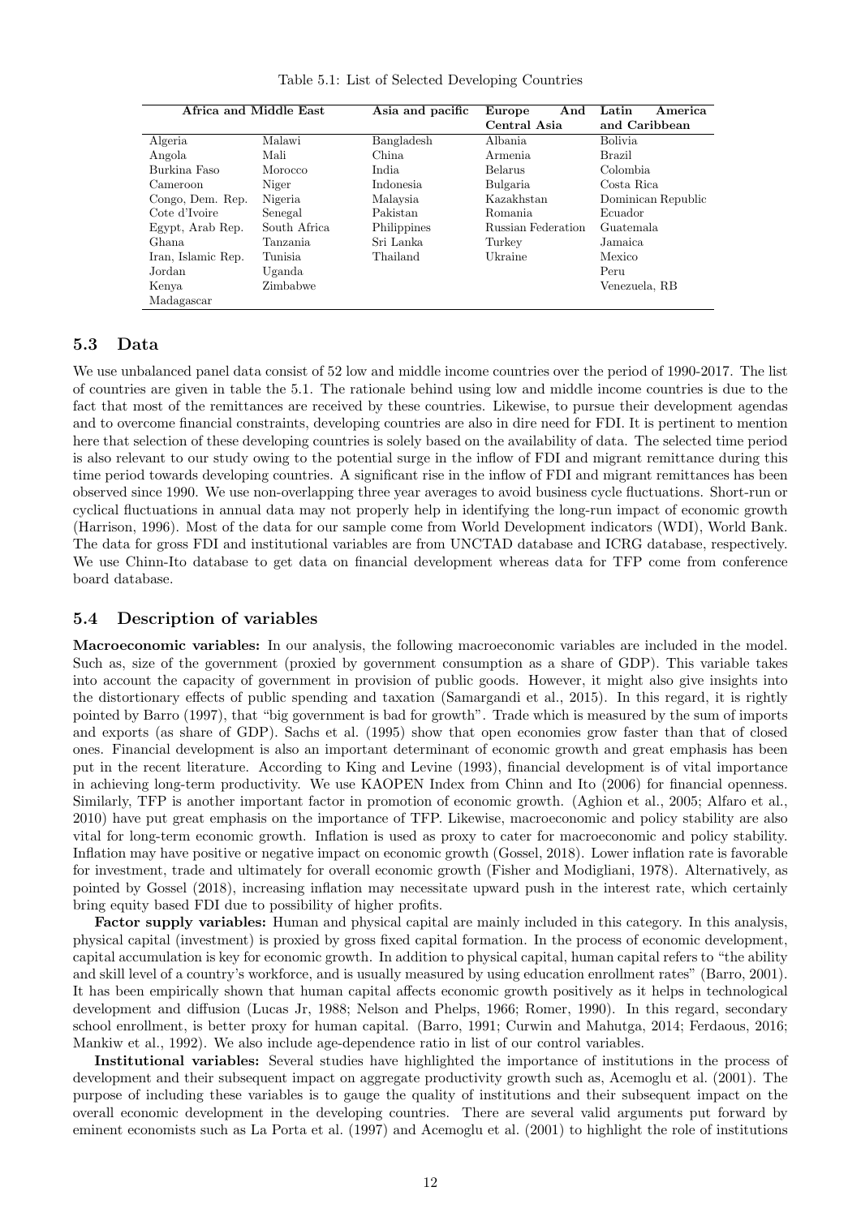Table 5.1: List of Selected Developing Countries

| Africa and Middle East | | Asia and pacific | Europe And Central Asia | Latin America and Caribbean |
|---|---|---|---|---|
| Algeria | Malawi | Bangladesh | Albania | Bolivia |
| Angola | Mali | China | Armenia | Brazil |
| Burkina Faso | Morocco | India | Belarus | Colombia |
| Cameroon | Niger | Indonesia | Bulgaria | Costa Rica |
| Congo, Dem. Rep. | Nigeria | Malaysia | Kazakhstan | Dominican Republic |
| Cote d'Ivoire | Senegal | Pakistan | Romania | Ecuador |
| Egypt, Arab Rep. | South Africa | Philippines | Russian Federation | Guatemala |
| Ghana | Tanzania | Sri Lanka | Turkey | Jamaica |
| Iran, Islamic Rep. | Tunisia | Thailand | Ukraine | Mexico |
| Jordan | Uganda | | | Peru |
| Kenya | Zimbabwe | | | Venezuela, RB |
| Madagascar | | | | |

## 5.3 Data

We use unbalanced panel data consist of 52 low and middle income countries over the period of 1990-2017. The list of countries are given in table the 5.1. The rationale behind using low and middle income countries is due to the fact that most of the remittances are received by these countries. Likewise, to pursue their development agendas and to overcome financial constraints, developing countries are also in dire need for FDI. It is pertinent to mention here that selection of these developing countries is solely based on the availability of data. The selected time period is also relevant to our study owing to the potential surge in the inflow of FDI and migrant remittance during this time period towards developing countries. A significant rise in the inflow of FDI and migrant remittances has been observed since 1990. We use non-overlapping three year averages to avoid business cycle fluctuations. Short-run or cyclical fluctuations in annual data may not properly help in identifying the long-run impact of economic growth (Harrison, 1996). Most of the data for our sample come from World Development indicators (WDI), World Bank. The data for gross FDI and institutional variables are from UNCTAD database and ICRG database, respectively. We use Chinn-Ito database to get data on financial development whereas data for TFP come from conference board database.

## 5.4 Description of variables

**Macroeconomic variables:** In our analysis, the following macroeconomic variables are included in the model. Such as, size of the government (proxied by government consumption as a share of GDP). This variable takes into account the capacity of government in provision of public goods. However, it might also give insights into the distortionary effects of public spending and taxation (Samargandi et al., 2015). In this regard, it is rightly pointed by Barro (1997), that "big government is bad for growth". Trade which is measured by the sum of imports and exports (as share of GDP). Sachs et al. (1995) show that open economies grow faster than that of closed ones. Financial development is also an important determinant of economic growth and great emphasis has been put in the recent literature. According to King and Levine (1993), financial development is of vital importance in achieving long-term productivity. We use KAOPEN Index from Chinn and Ito (2006) for financial openness. Similarly, TFP is another important factor in promotion of economic growth. (Aghion et al., 2005; Alfaro et al., 2010) have put great emphasis on the importance of TFP. Likewise, macroeconomic and policy stability are also vital for long-term economic growth. Inflation is used as proxy to cater for macroeconomic and policy stability. Inflation may have positive or negative impact on economic growth (Gossel, 2018). Lower inflation rate is favorable for investment, trade and ultimately for overall economic growth (Fisher and Modigliani, 1978). Alternatively, as pointed by Gossel (2018), increasing inflation may necessitate upward push in the interest rate, which certainly bring equity based FDI due to possibility of higher profits.

**Factor supply variables:** Human and physical capital are mainly included in this category. In this analysis, physical capital (investment) is proxied by gross fixed capital formation. In the process of economic development, capital accumulation is key for economic growth. In addition to physical capital, human capital refers to "the ability and skill level of a country's workforce, and is usually measured by using education enrollment rates" (Barro, 2001). It has been empirically shown that human capital affects economic growth positively as it helps in technological development and diffusion (Lucas Jr, 1988; Nelson and Phelps, 1966; Romer, 1990). In this regard, secondary school enrollment, is better proxy for human capital. (Barro, 1991; Curwin and Mahutga, 2014; Ferdaous, 2016; Mankiw et al., 1992). We also include age-dependence ratio in list of our control variables.

**Institutional variables:** Several studies have highlighted the importance of institutions in the process of development and their subsequent impact on aggregate productivity growth such as, Acemoglu et al. (2001). The purpose of including these variables is to gauge the quality of institutions and their subsequent impact on the overall economic development in the developing countries. There are several valid arguments put forward by eminent economists such as La Porta et al. (1997) and Acemoglu et al. (2001) to highlight the role of institutions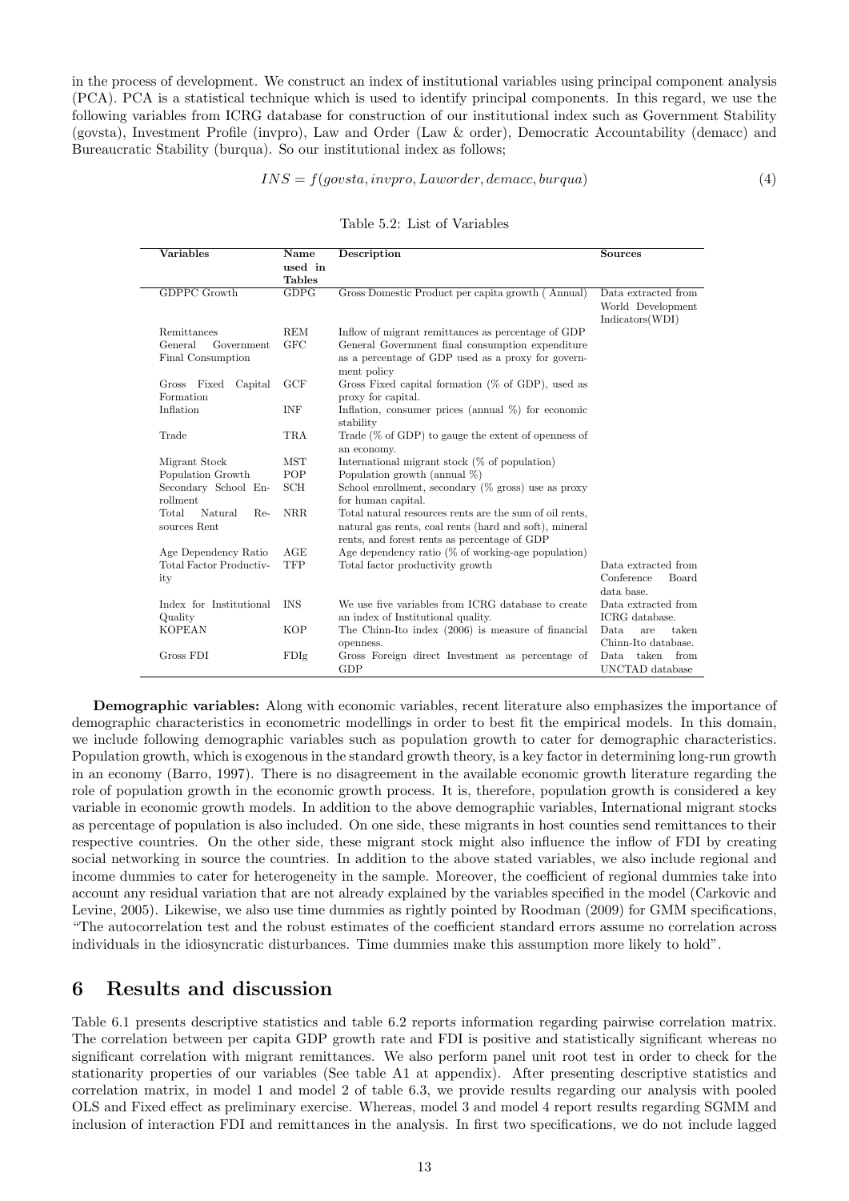in the process of development. We construct an index of institutional variables using principal component analysis (PCA). PCA is a statistical technique which is used to identify principal components. In this regard, we use the following variables from ICRG database for construction of our institutional index such as Government Stability (govsta), Investment Profile (invpro), Law and Order (Law & order), Democratic Accountability (demacc) and Bureaucratic Stability (burqua). So our institutional index as follows;

$$INS = f(govsta, invpro, Laworder, demacc, burqua) \tag{4}$$

Table 5.2: List of Variables

| Variables | Name used in Tables | Description | Sources |
|---|---|---|---|
| GDPPC Growth | GDPG | Gross Domestic Product per capita growth ( Annual) | Data extracted from World Development Indicators(WDI) |
| Remittances | REM | Inflow of migrant remittances as percentage of GDP | |
| General Government Final Consumption | GFC | General Government final consumption expenditure as a percentage of GDP used as a proxy for government policy | |
| Gross Fixed Capital Formation | GCF | Gross Fixed capital formation (% of GDP), used as proxy for capital. | |
| Inflation | INF | Inflation, consumer prices (annual %) for economic stability | |
| Trade | TRA | Trade (% of GDP) to gauge the extent of openness of an economy. | |
| Migrant Stock | MST | International migrant stock (% of population) | |
| Population Growth | POP | Population growth (annual %) | |
| Secondary School Enrollment | SCH | School enrollment, secondary (% gross) use as proxy for human capital. | |
| Total Natural Resources Rent | NRR | Total natural resources rents are the sum of oil rents, natural gas rents, coal rents (hard and soft), mineral rents, and forest rents as percentage of GDP | |
| Age Dependency Ratio | AGE | Age dependency ratio (% of working-age population) | |
| Total Factor Productivity | TFP | Total factor productivity growth | Data extracted from Conference Board data base. |
| Index for Institutional Quality | INS | We use five variables from ICRG database to create an index of Institutional quality. | Data extracted from ICRG database. |
| KOPEAN | KOP | The Chinn-Ito index (2006) is measure of financial openness. | Data are taken Chinn-Ito database. |
| Gross FDI | FDIg | Gross Foreign direct Investment as percentage of GDP | Data taken from UNCTAD database |

**Demographic variables:** Along with economic variables, recent literature also emphasizes the importance of demographic characteristics in econometric modellings in order to best fit the empirical models. In this domain, we include following demographic variables such as population growth to cater for demographic characteristics. Population growth, which is exogenous in the standard growth theory, is a key factor in determining long-run growth in an economy (Barro, 1997). There is no disagreement in the available economic growth literature regarding the role of population growth in the economic growth process. It is, therefore, population growth is considered a key variable in economic growth models. In addition to the above demographic variables, International migrant stocks as percentage of population is also included. On one side, these migrants in host counties send remittances to their respective countries. On the other side, these migrant stock might also influence the inflow of FDI by creating social networking in source the countries. In addition to the above stated variables, we also include regional and income dummies to cater for heterogeneity in the sample. Moreover, the coefficient of regional dummies take into account any residual variation that are not already explained by the variables specified in the model (Carkovic and Levine, 2005). Likewise, we also use time dummies as rightly pointed by Roodman (2009) for GMM specifications, "The autocorrelation test and the robust estimates of the coefficient standard errors assume no correlation across individuals in the idiosyncratic disturbances. Time dummies make this assumption more likely to hold".

# 6 Results and discussion

Table 6.1 presents descriptive statistics and table 6.2 reports information regarding pairwise correlation matrix. The correlation between per capita GDP growth rate and FDI is positive and statistically significant whereas no significant correlation with migrant remittances. We also perform panel unit root test in order to check for the stationarity properties of our variables (See table A1 at appendix). After presenting descriptive statistics and correlation matrix, in model 1 and model 2 of table 6.3, we provide results regarding our analysis with pooled OLS and Fixed effect as preliminary exercise. Whereas, model 3 and model 4 report results regarding SGMM and inclusion of interaction FDI and remittances in the analysis. In first two specifications, we do not include lagged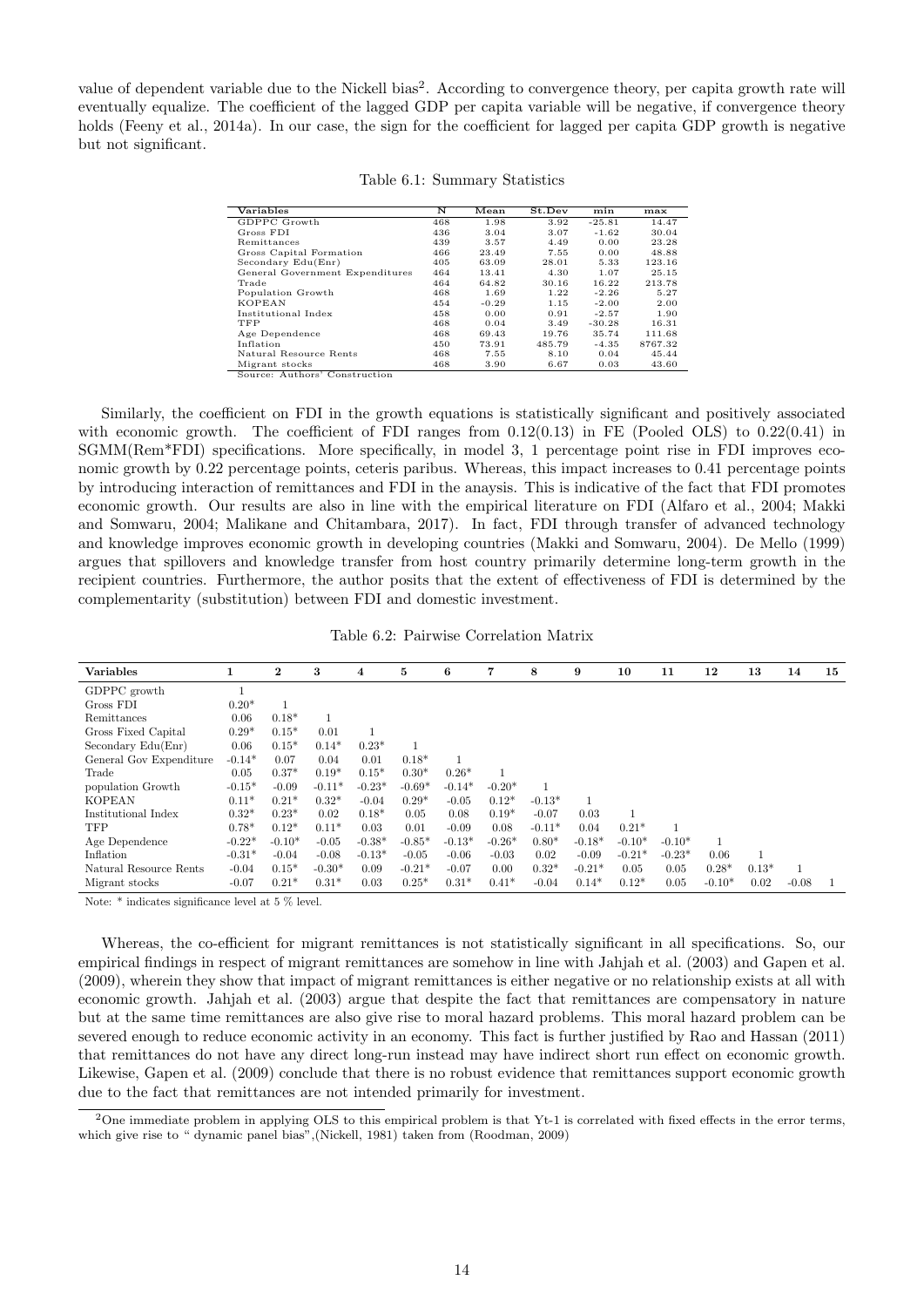value of dependent variable due to the Nickell bias[2]. According to convergence theory, per capita growth rate will eventually equalize. The coefficient of the lagged GDP per capita variable will be negative, if convergence theory holds (Feeny et al., 2014a). In our case, the sign for the coefficient for lagged per capita GDP growth is negative but not significant.

Table 6.1: Summary Statistics

| Variables | N | Mean | St.Dev | min | max |
|---|---|---|---|---|---|
| GDPPC Growth | 468 | 1.98 | 3.92 | -25.81 | 14.47 |
| Gross FDI | 436 | 3.04 | 3.07 | -1.62 | 30.04 |
| Remittances | 439 | 3.57 | 4.49 | 0.00 | 23.28 |
| Gross Capital Formation | 466 | 23.49 | 7.55 | 0.00 | 48.88 |
| Secondary Edu(Enr) | 405 | 63.09 | 28.01 | 5.33 | 123.16 |
| General Government Expenditures | 464 | 13.41 | 4.30 | 1.07 | 25.15 |
| Trade | 464 | 64.82 | 30.16 | 16.22 | 213.78 |
| Population Growth | 468 | 1.69 | 1.22 | -2.26 | 5.27 |
| KOPEAN | 454 | -0.29 | 1.15 | -2.00 | 2.00 |
| Institutional Index | 458 | 0.00 | 0.91 | -2.57 | 1.90 |
| TFP | 468 | 0.04 | 3.49 | -30.28 | 16.31 |
| Age Dependence | 468 | 69.43 | 19.76 | 35.74 | 111.68 |
| Inflation | 450 | 73.91 | 485.79 | -4.35 | 8767.32 |
| Natural Resource Rents | 468 | 7.55 | 8.10 | 0.04 | 45.44 |
| Migrant stocks | 468 | 3.90 | 6.67 | 0.03 | 43.60 |

Source: Authors' Construction

Similarly, the coefficient on FDI in the growth equations is statistically significant and positively associated with economic growth. The coefficient of FDI ranges from 0.12(0.13) in FE (Pooled OLS) to 0.22(0.41) in SGMM(Rem*FDI) specifications. More specifically, in model 3, 1 percentage point rise in FDI improves economic growth by 0.22 percentage points, ceteris paribus. Whereas, this impact increases to 0.41 percentage points by introducing interaction of remittances and FDI in the anaysis. This is indicative of the fact that FDI promotes economic growth. Our results are also in line with the empirical literature on FDI (Alfaro et al., 2004; Makki and Somwaru, 2004; Malikane and Chitambara, 2017). In fact, FDI through transfer of advanced technology and knowledge improves economic growth in developing countries (Makki and Somwaru, 2004). De Mello (1999) argues that spillovers and knowledge transfer from host country primarily determine long-term growth in the recipient countries. Furthermore, the author posits that the extent of effectiveness of FDI is determined by the complementarity (substitution) between FDI and domestic investment.

Table 6.2: Pairwise Correlation Matrix

| Variables | 1 | 2 | 3 | 4 | 5 | 6 | 7 | 8 | 9 | 10 | 11 | 12 | 13 | 14 | 15 |
|---|---|---|---|---|---|---|---|---|---|---|---|---|---|---|---|
| GDPPC growth | 1 | | | | | | | | | | | | | | |
| Gross FDI | 0.20* | 1 | | | | | | | | | | | | | |
| Remittances | 0.06 | 0.18* | 1 | | | | | | | | | | | | |
| Gross Fixed Capital | 0.29* | 0.15* | 0.01 | 1 | | | | | | | | | | | |
| Secondary Edu(Enr) | 0.06 | 0.15* | 0.14* | 0.23* | 1 | | | | | | | | | | |
| General Gov Expenditure | -0.14* | 0.07 | 0.04 | 0.01 | 0.18* | 1 | | | | | | | | | |
| Trade | 0.05 | 0.37* | 0.19* | 0.15* | 0.30* | 0.26* | 1 | | | | | | | | |
| population Growth | -0.15* | -0.09 | -0.11* | -0.23* | -0.69* | -0.14* | -0.20* | 1 | | | | | | | |
| KOPEAN | 0.11* | 0.21* | 0.32* | -0.04 | 0.29* | -0.05 | 0.12* | -0.13* | 1 | | | | | | |
| Institutional Index | 0.32* | 0.23* | 0.02 | 0.18* | 0.05 | 0.08 | 0.19* | -0.07 | 0.03 | 1 | | | | | |
| TFP | 0.78* | 0.12* | 0.11* | 0.03 | 0.01 | -0.09 | 0.08 | -0.11* | 0.04 | 0.21* | 1 | | | | |
| Age Dependence | -0.22* | -0.10* | -0.05 | -0.38* | -0.85* | -0.13* | -0.26* | 0.80* | -0.18* | -0.10* | -0.10* | 1 | | | |
| Inflation | -0.31* | -0.04 | -0.08 | -0.13* | -0.05 | -0.06 | -0.03 | 0.02 | -0.09 | -0.21* | -0.23* | 0.06 | 1 | | |
| Natural Resource Rents | -0.04 | 0.15* | -0.30* | 0.09 | -0.21* | -0.07 | 0.00 | 0.32* | -0.21* | 0.05 | 0.05 | 0.28* | 0.13* | 1 | |
| Migrant stocks | -0.07 | 0.21* | 0.31* | 0.03 | 0.25* | 0.31* | 0.41* | -0.04 | 0.14* | 0.12* | 0.05 | -0.10* | 0.02 | -0.08 | 1 |

Note: * indicates significance level at 5 % level.

Whereas, the co-efficient for migrant remittances is not statistically significant in all specifications. So, our empirical findings in respect of migrant remittances are somehow in line with Jahjah et al. (2003) and Gapen et al. (2009), wherein they show that impact of migrant remittances is either negative or no relationship exists at all with economic growth. Jahjah et al. (2003) argue that despite the fact that remittances are compensatory in nature but at the same time remittances are also give rise to moral hazard problems. This moral hazard problem can be severed enough to reduce economic activity in an economy. This fact is further justified by Rao and Hassan (2011) that remittances do not have any direct long-run instead may have indirect short run effect on economic growth. Likewise, Gapen et al. (2009) conclude that there is no robust evidence that remittances support economic growth due to the fact that remittances are not intended primarily for investment.

[2] One immediate problem in applying OLS to this empirical problem is that Yt-1 is correlated with fixed effects in the error terms, which give rise to " dynamic panel bias",(Nickell, 1981) taken from (Roodman, 2009)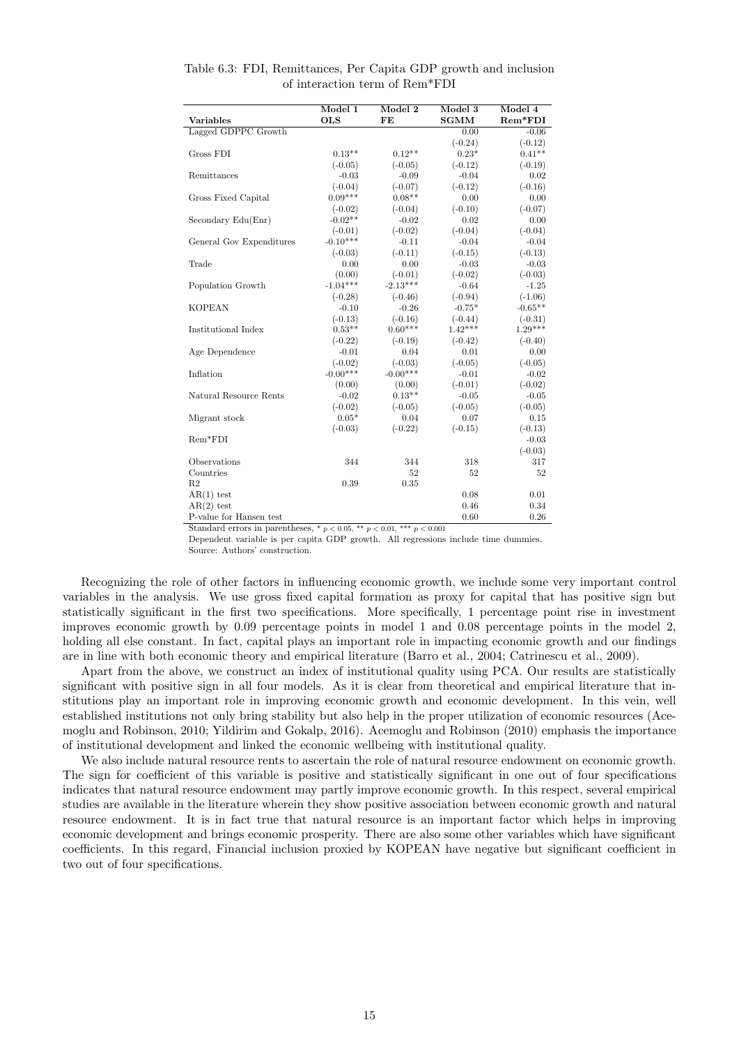Table 6.3: FDI, Remittances, Per Capita GDP growth and inclusion of interaction term of Rem*FDI

| Variables | Model 1 OLS | Model 2 FE | Model 3 SGMM | Model 4 Rem*FDI |
|---|---|---|---|---|
| Lagged GDPPC Growth | | | 0.00 | -0.06 |
| | | | (-0.24) | (-0.12) |
| Gross FDI | 0.13** | 0.12** | 0.23* | 0.41** |
| | (-0.05) | (-0.05) | (-0.12) | (-0.19) |
| Remittances | -0.03 | -0.09 | -0.04 | 0.02 |
| | (-0.04) | (-0.07) | (-0.12) | (-0.16) |
| Gross Fixed Capital | 0.09*** | 0.08** | 0.00 | 0.00 |
| | (-0.02) | (-0.04) | (-0.10) | (-0.07) |
| Secondary Edu(Enr) | -0.02** | -0.02 | 0.02 | 0.00 |
| | (-0.01) | (-0.02) | (-0.04) | (-0.04) |
| General Gov Expenditures | -0.10*** | -0.11 | -0.04 | -0.04 |
| | (-0.03) | (-0.11) | (-0.15) | (-0.13) |
| Trade | 0.00 | 0.00 | -0.03 | -0.03 |
| | (0.00) | (-0.01) | (-0.02) | (-0.03) |
| Population Growth | -1.04*** | -2.13*** | -0.64 | -1.25 |
| | (-0.28) | (-0.46) | (-0.94) | (-1.06) |
| KOPEAN | -0.10 | -0.26 | -0.75* | -0.65** |
| | (-0.13) | (-0.16) | (-0.44) | (-0.31) |
| Institutional Index | 0.53** | 0.60*** | 1.42*** | 1.29*** |
| | (-0.22) | (-0.19) | (-0.42) | (-0.40) |
| Age Dependence | -0.01 | 0.04 | 0.01 | 0.00 |
| | (-0.02) | (-0.03) | (-0.05) | (-0.05) |
| Inflation | -0.00*** | -0.00*** | -0.01 | -0.02 |
| | (0.00) | (0.00) | (-0.01) | (-0.02) |
| Natural Resource Rents | -0.02 | 0.13** | -0.05 | -0.05 |
| | (-0.02) | (-0.05) | (-0.05) | (-0.05) |
| Migrant stock | 0.05* | 0.04 | 0.07 | 0.15 |
| | (-0.03) | (-0.22) | (-0.15) | (-0.13) |
| Rem*FDI | | | | -0.03 |
| | | | | (-0.03) |
| Observations | 344 | 344 | 318 | 317 |
| Countries | | 52 | 52 | 52 |
| R2 | 0.39 | 0.35 | | |
| AR(1) test | | | 0.08 | 0.01 |
| AR(2) test | | | 0.46 | 0.34 |
| P-value for Hansen test | | | 0.60 | 0.26 |

Standard errors in parentheses, * $p < 0.05$, ** $p < 0.01$, *** $p < 0.001$

Dependent variable is per capita GDP growth. All regressions include time dummies.

Source: Authors' construction.

Recognizing the role of other factors in influencing economic growth, we include some very important control variables in the analysis. We use gross fixed capital formation as proxy for capital that has positive sign but statistically significant in the first two specifications. More specifically, 1 percentage point rise in investment improves economic growth by 0.09 percentage points in model 1 and 0.08 percentage points in the model 2, holding all else constant. In fact, capital plays an important role in impacting economic growth and our findings are in line with both economic theory and empirical literature (Barro et al., 2004; Catrinescu et al., 2009).

Apart from the above, we construct an index of institutional quality using PCA. Our results are statistically significant with positive sign in all four models. As it is clear from theoretical and empirical literature that institutions play an important role in improving economic growth and economic development. In this vein, well established institutions not only bring stability but also help in the proper utilization of economic resources (Acemoglu and Robinson, 2010; Yildirim and Gokalp, 2016). Acemoglu and Robinson (2010) emphasis the importance of institutional development and linked the economic wellbeing with institutional quality.

We also include natural resource rents to ascertain the role of natural resource endowment on economic growth. The sign for coefficient of this variable is positive and statistically significant in one out of four specifications indicates that natural resource endowment may partly improve economic growth. In this respect, several empirical studies are available in the literature wherein they show positive association between economic growth and natural resource endowment. It is in fact true that natural resource is an important factor which helps in improving economic development and brings economic prosperity. There are also some other variables which have significant coefficients. In this regard, Financial inclusion proxied by KOPEAN have negative but significant coefficient in two out of four specifications.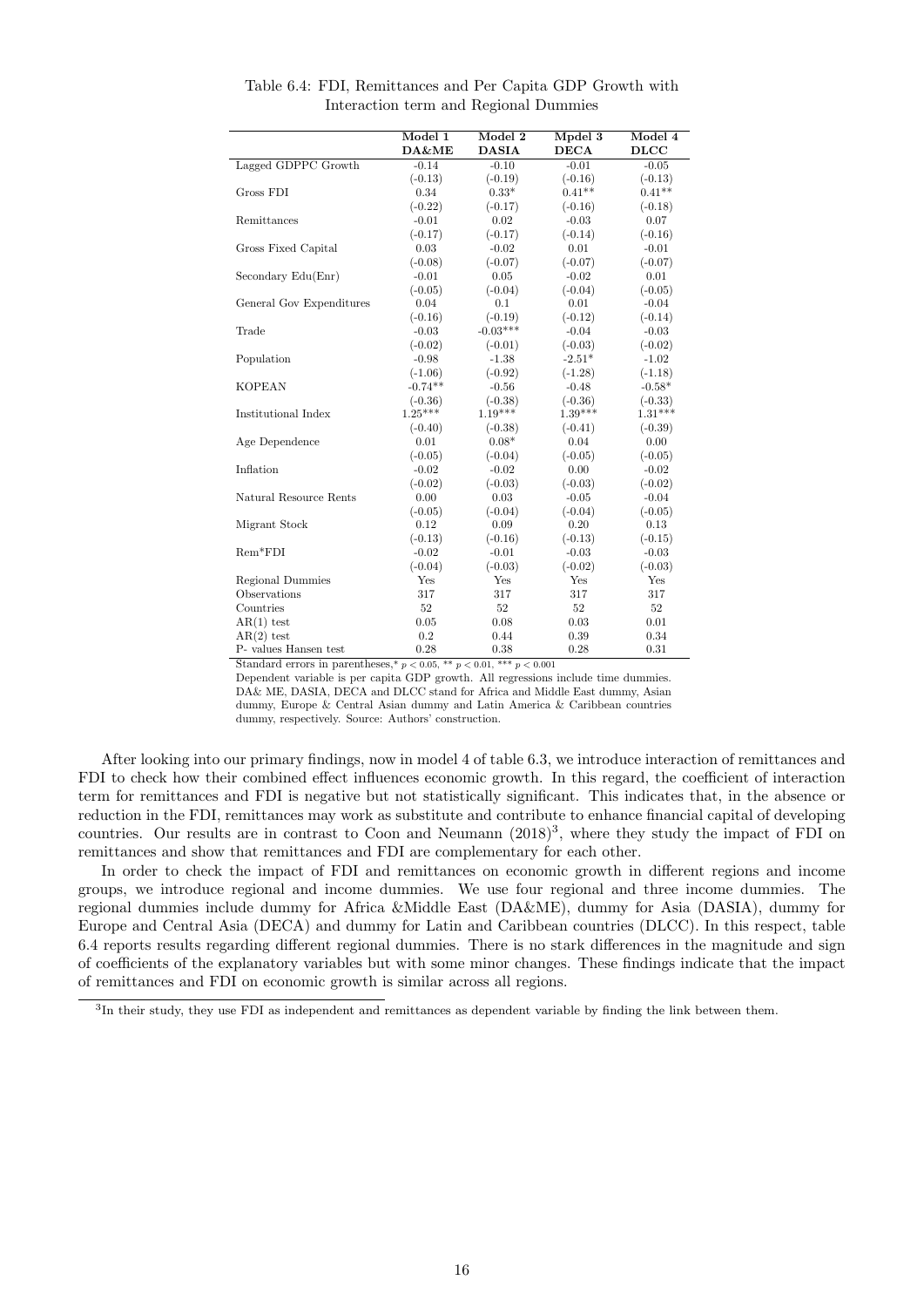Table 6.4: FDI, Remittances and Per Capita GDP Growth with Interaction term and Regional Dummies

| | Model 1 | Model 2 | Mpdel 3 | Model 4 |
|---|---|---|---|---|
| | **DA&ME** | **DASIA** | **DECA** | **DLCC** |
| Lagged GDPPC Growth | -0.14 | -0.10 | -0.01 | -0.05 |
| | (-0.13) | (-0.19) | (-0.16) | (-0.13) |
| Gross FDI | 0.34 | 0.33* | 0.41** | 0.41** |
| | (-0.22) | (-0.17) | (-0.16) | (-0.18) |
| Remittances | -0.01 | 0.02 | -0.03 | 0.07 |
| | (-0.17) | (-0.17) | (-0.14) | (-0.16) |
| Gross Fixed Capital | 0.03 | -0.02 | 0.01 | -0.01 |
| | (-0.08) | (-0.07) | (-0.07) | (-0.07) |
| Secondary Edu(Enr) | -0.01 | 0.05 | -0.02 | 0.01 |
| | (-0.05) | (-0.04) | (-0.04) | (-0.05) |
| General Gov Expenditures | 0.04 | 0.1 | 0.01 | -0.04 |
| | (-0.16) | (-0.19) | (-0.12) | (-0.14) |
| Trade | -0.03 | -0.03*** | -0.04 | -0.03 |
| | (-0.02) | (-0.01) | (-0.03) | (-0.02) |
| Population | -0.98 | -1.38 | -2.51* | -1.02 |
| | (-1.06) | (-0.92) | (-1.28) | (-1.18) |
| KOPEAN | -0.74** | -0.56 | -0.48 | -0.58* |
| | (-0.36) | (-0.38) | (-0.36) | (-0.33) |
| Institutional Index | 1.25*** | 1.19*** | 1.39*** | 1.31*** |
| | (-0.40) | (-0.38) | (-0.41) | (-0.39) |
| Age Dependence | 0.01 | 0.08* | 0.04 | 0.00 |
| | (-0.05) | (-0.04) | (-0.05) | (-0.05) |
| Inflation | -0.02 | -0.02 | 0.00 | -0.02 |
| | (-0.02) | (-0.03) | (-0.03) | (-0.02) |
| Natural Resource Rents | 0.00 | 0.03 | -0.05 | -0.04 |
| | (-0.05) | (-0.04) | (-0.04) | (-0.05) |
| Migrant Stock | 0.12 | 0.09 | 0.20 | 0.13 |
| | (-0.13) | (-0.16) | (-0.13) | (-0.15) |
| Rem*FDI | -0.02 | -0.01 | -0.03 | -0.03 |
| | (-0.04) | (-0.03) | (-0.02) | (-0.03) |
| Regional Dummies | Yes | Yes | Yes | Yes |
| Observations | 317 | 317 | 317 | 317 |
| Countries | 52 | 52 | 52 | 52 |
| AR(1) test | 0.05 | 0.08 | 0.03 | 0.01 |
| AR(2) test | 0.2 | 0.44 | 0.39 | 0.34 |
| P- values Hansen test | 0.28 | 0.38 | 0.28 | 0.31 |

Standard errors in parentheses,* $p < 0.05$, ** $p < 0.01$, *** $p < 0.001$

Dependent variable is per capita GDP growth. All regressions include time dummies. DA& ME, DASIA, DECA and DLCC stand for Africa and Middle East dummy, Asian dummy, Europe & Central Asian dummy and Latin America & Caribbean countries dummy, respectively. Source: Authors' construction.

After looking into our primary findings, now in model 4 of table 6.3, we introduce interaction of remittances and FDI to check how their combined effect influences economic growth. In this regard, the coefficient of interaction term for remittances and FDI is negative but not statistically significant. This indicates that, in the absence or reduction in the FDI, remittances may work as substitute and contribute to enhance financial capital of developing countries. Our results are in contrast to Coon and Neumann (2018)[3], where they study the impact of FDI on remittances and show that remittances and FDI are complementary for each other.

In order to check the impact of FDI and remittances on economic growth in different regions and income groups, we introduce regional and income dummies. We use four regional and three income dummies. The regional dummies include dummy for Africa &Middle East (DA&ME), dummy for Asia (DASIA), dummy for Europe and Central Asia (DECA) and dummy for Latin and Caribbean countries (DLCC). In this respect, table 6.4 reports results regarding different regional dummies. There is no stark differences in the magnitude and sign of coefficients of the explanatory variables but with some minor changes. These findings indicate that the impact of remittances and FDI on economic growth is similar across all regions.

[3]In their study, they use FDI as independent and remittances as dependent variable by finding the link between them.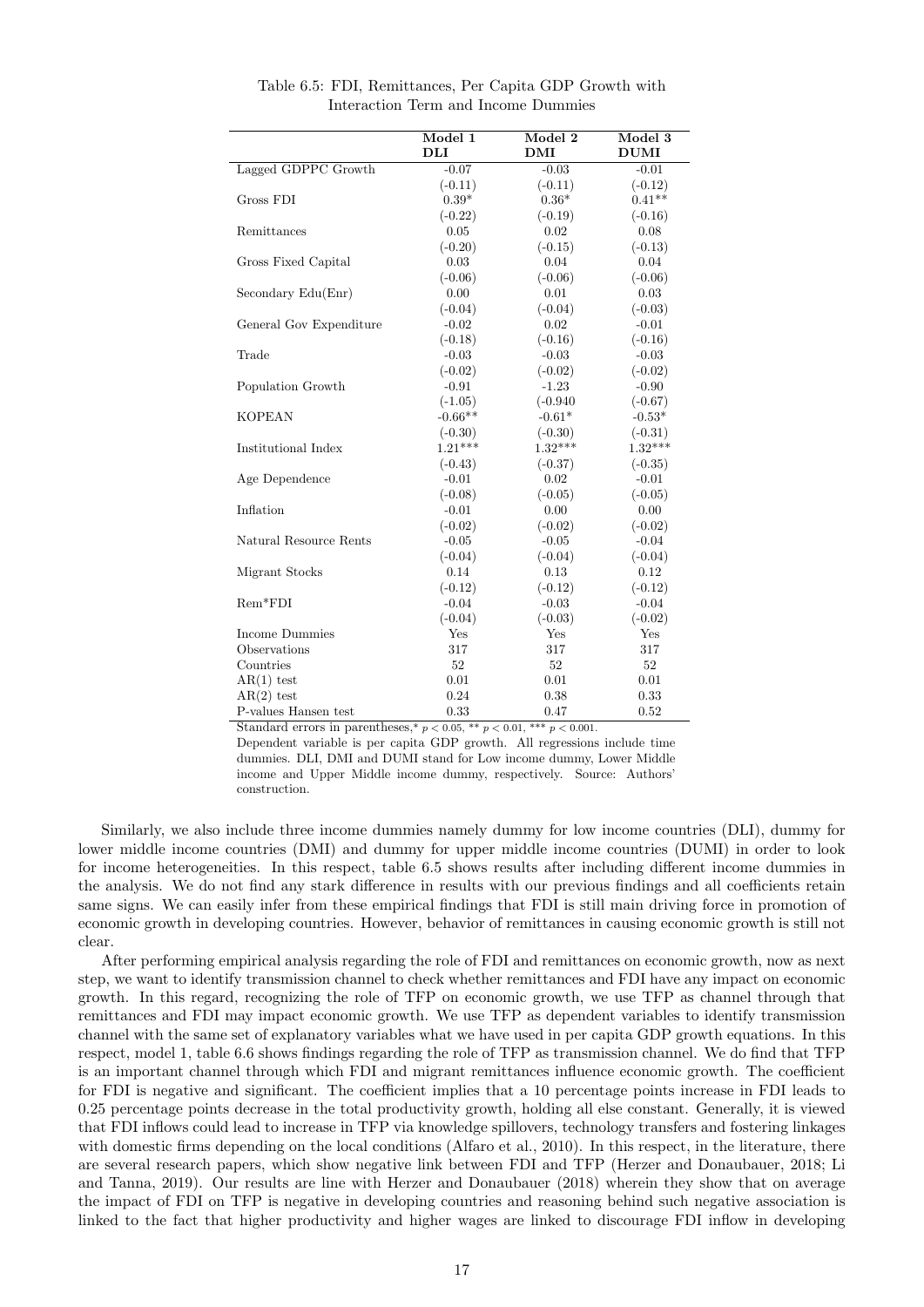Table 6.5: FDI, Remittances, Per Capita GDP Growth with Interaction Term and Income Dummies

| | Model 1 | Model 2 | Model 3 |
|---|---|---|---|
| | **DLI** | **DMI** | **DUMI** |
| Lagged GDPPC Growth | -0.07 | -0.03 | -0.01 |
| | (-0.11) | (-0.11) | (-0.12) |
| Gross FDI | 0.39* | 0.36* | 0.41** |
| | (-0.22) | (-0.19) | (-0.16) |
| Remittances | 0.05 | 0.02 | 0.08 |
| | (-0.20) | (-0.15) | (-0.13) |
| Gross Fixed Capital | 0.03 | 0.04 | 0.04 |
| | (-0.06) | (-0.06) | (-0.06) |
| Secondary Edu(Enr) | 0.00 | 0.01 | 0.03 |
| | (-0.04) | (-0.04) | (-0.03) |
| General Gov Expenditure | -0.02 | 0.02 | -0.01 |
| | (-0.18) | (-0.16) | (-0.16) |
| Trade | -0.03 | -0.03 | -0.03 |
| | (-0.02) | (-0.02) | (-0.02) |
| Population Growth | -0.91 | -1.23 | -0.90 |
| | (-1.05) | (-0.940 | (-0.67) |
| KOPEAN | -0.66** | -0.61* | -0.53* |
| | (-0.30) | (-0.30) | (-0.31) |
| Institutional Index | 1.21*** | 1.32*** | 1.32*** |
| | (-0.43) | (-0.37) | (-0.35) |
| Age Dependence | -0.01 | 0.02 | -0.01 |
| | (-0.08) | (-0.05) | (-0.05) |
| Inflation | -0.01 | 0.00 | 0.00 |
| | (-0.02) | (-0.02) | (-0.02) |
| Natural Resource Rents | -0.05 | -0.05 | -0.04 |
| | (-0.04) | (-0.04) | (-0.04) |
| Migrant Stocks | 0.14 | 0.13 | 0.12 |
| | (-0.12) | (-0.12) | (-0.12) |
| Rem*FDI | -0.04 | -0.03 | -0.04 |
| | (-0.04) | (-0.03) | (-0.02) |
| Income Dummies | Yes | Yes | Yes |
| Observations | 317 | 317 | 317 |
| Countries | 52 | 52 | 52 |
| AR(1) test | 0.01 | 0.01 | 0.01 |
| AR(2) test | 0.24 | 0.38 | 0.33 |
| P-values Hansen test | 0.33 | 0.47 | 0.52 |

Standard errors in parentheses,* $p < 0.05$, ** $p < 0.01$, *** $p < 0.001$.
Dependent variable is per capita GDP growth. All regressions include time dummies. DLI, DMI and DUMI stand for Low income dummy, Lower Middle income and Upper Middle income dummy, respectively. Source: Authors' construction.

Similarly, we also include three income dummies namely dummy for low income countries (DLI), dummy for lower middle income countries (DMI) and dummy for upper middle income countries (DUMI) in order to look for income heterogeneities. In this respect, table 6.5 shows results after including different income dummies in the analysis. We do not find any stark difference in results with our previous findings and all coefficients retain same signs. We can easily infer from these empirical findings that FDI is still main driving force in promotion of economic growth in developing countries. However, behavior of remittances in causing economic growth is still not clear.

After performing empirical analysis regarding the role of FDI and remittances on economic growth, now as next step, we want to identify transmission channel to check whether remittances and FDI have any impact on economic growth. In this regard, recognizing the role of TFP on economic growth, we use TFP as channel through that remittances and FDI may impact economic growth. We use TFP as dependent variables to identify transmission channel with the same set of explanatory variables what we have used in per capita GDP growth equations. In this respect, model 1, table 6.6 shows findings regarding the role of TFP as transmission channel. We do find that TFP is an important channel through which FDI and migrant remittances influence economic growth. The coefficient for FDI is negative and significant. The coefficient implies that a 10 percentage points increase in FDI leads to 0.25 percentage points decrease in the total productivity growth, holding all else constant. Generally, it is viewed that FDI inflows could lead to increase in TFP via knowledge spillovers, technology transfers and fostering linkages with domestic firms depending on the local conditions (Alfaro et al., 2010). In this respect, in the literature, there are several research papers, which show negative link between FDI and TFP (Herzer and Donaubauer, 2018; Li and Tanna, 2019). Our results are line with Herzer and Donaubauer (2018) wherein they show that on average the impact of FDI on TFP is negative in developing countries and reasoning behind such negative association is linked to the fact that higher productivity and higher wages are linked to discourage FDI inflow in developing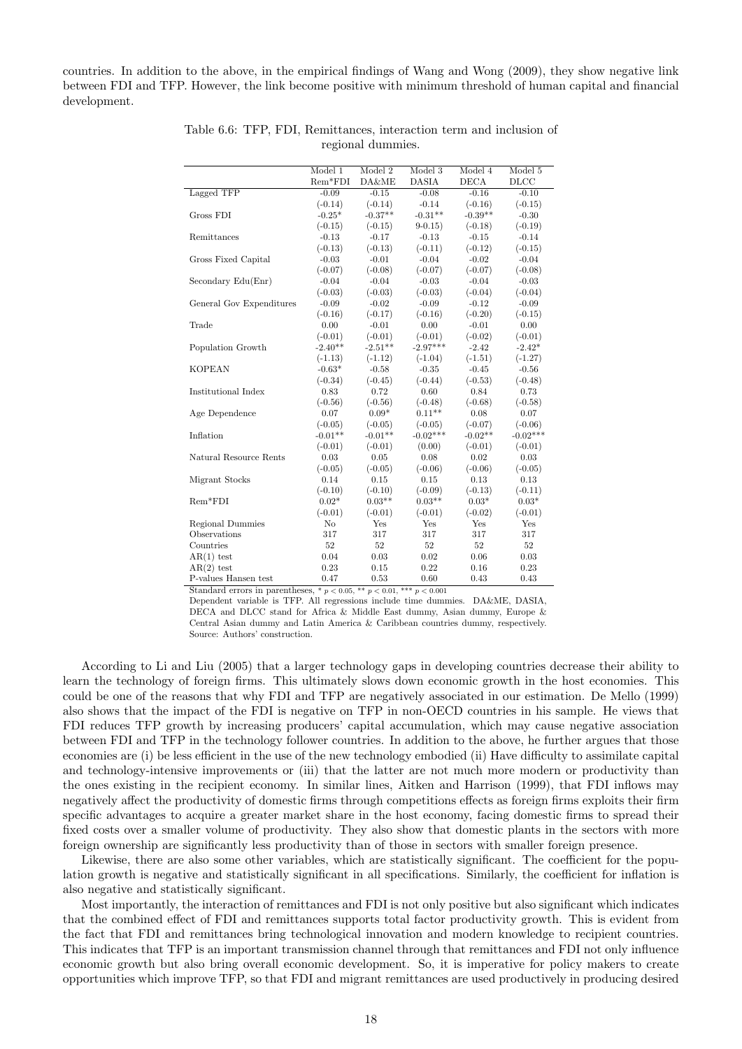countries. In addition to the above, in the empirical findings of Wang and Wong (2009), they show negative link between FDI and TFP. However, the link become positive with minimum threshold of human capital and financial development.

Table 6.6: TFP, FDI, Remittances, interaction term and inclusion of regional dummies.

| | Model 1 | Model 2 | Model 3 | Model 4 | Model 5 |
|---|---|---|---|---|---|
| | Rem*FDI | DA&ME | DASIA | DECA | DLCC |
| Lagged TFP | -0.09 | -0.15 | -0.08 | -0.16 | -0.10 |
| | (-0.14) | (-0.14) | -0.14 | (-0.16) | (-0.15) |
| Gross FDI | -0.25* | -0.37** | -0.31** | -0.39** | -0.30 |
| | (-0.15) | (-0.15) | 9-0.15) | (-0.18) | (-0.19) |
| Remittances | -0.13 | -0.17 | -0.13 | -0.15 | -0.14 |
| | (-0.13) | (-0.13) | (-0.11) | (-0.12) | (-0.15) |
| Gross Fixed Capital | -0.03 | -0.01 | -0.04 | -0.02 | -0.04 |
| | (-0.07) | (-0.08) | (-0.07) | (-0.07) | (-0.08) |
| Secondary Edu(Enr) | -0.04 | -0.04 | -0.03 | -0.04 | -0.03 |
| | (-0.03) | (-0.03) | (-0.03) | (-0.04) | (-0.04) |
| General Gov Expenditures | -0.09 | -0.02 | -0.09 | -0.12 | -0.09 |
| | (-0.16) | (-0.17) | (-0.16) | (-0.20) | (-0.15) |
| Trade | 0.00 | -0.01 | 0.00 | -0.01 | 0.00 |
| | (-0.01) | (-0.01) | (-0.01) | (-0.02) | (-0.01) |
| Population Growth | -2.40** | -2.51** | -2.97*** | -2.42 | -2.42* |
| | (-1.13) | (-1.12) | (-1.04) | (-1.51) | (-1.27) |
| KOPEAN | -0.63* | -0.58 | -0.35 | -0.45 | -0.56 |
| | (-0.34) | (-0.45) | (-0.44) | (-0.53) | (-0.48) |
| Institutional Index | 0.83 | 0.72 | 0.60 | 0.84 | 0.73 |
| | (-0.56) | (-0.56) | (-0.48) | (-0.68) | (-0.58) |
| Age Dependence | 0.07 | 0.09* | 0.11** | 0.08 | 0.07 |
| | (-0.05) | (-0.05) | (-0.05) | (-0.07) | (-0.06) |
| Inflation | -0.01** | -0.01** | -0.02*** | -0.02** | -0.02*** |
| | (-0.01) | (-0.01) | (0.00) | (-0.01) | (-0.01) |
| Natural Resource Rents | 0.03 | 0.05 | 0.08 | 0.02 | 0.03 |
| | (-0.05) | (-0.05) | (-0.06) | (-0.06) | (-0.05) |
| Migrant Stocks | 0.14 | 0.15 | 0.15 | 0.13 | 0.13 |
| | (-0.10) | (-0.10) | (-0.09) | (-0.13) | (-0.11) |
| Rem*FDI | 0.02* | 0.03** | 0.03** | 0.03* | 0.03* |
| | (-0.01) | (-0.01) | (-0.01) | (-0.02) | (-0.01) |
| Regional Dummies | No | Yes | Yes | Yes | Yes |
| Observations | 317 | 317 | 317 | 317 | 317 |
| Countries | 52 | 52 | 52 | 52 | 52 |
| AR(1) test | 0.04 | 0.03 | 0.02 | 0.06 | 0.03 |
| AR(2) test | 0.23 | 0.15 | 0.22 | 0.16 | 0.23 |
| P-values Hansen test | 0.47 | 0.53 | 0.60 | 0.43 | 0.43 |

Standard errors in parentheses, * $p < 0.05$, ** $p < 0.01$, *** $p < 0.001$

Dependent variable is TFP. All regressions include time dummies. DA&ME, DASIA, DECA and DLCC stand for Africa & Middle East dummy, Asian dummy, Europe & Central Asian dummy and Latin America & Caribbean countries dummy, respectively.
Source: Authors' construction.

According to Li and Liu (2005) that a larger technology gaps in developing countries decrease their ability to learn the technology of foreign firms. This ultimately slows down economic growth in the host economies. This could be one of the reasons that why FDI and TFP are negatively associated in our estimation. De Mello (1999) also shows that the impact of the FDI is negative on TFP in non-OECD countries in his sample. He views that FDI reduces TFP growth by increasing producers' capital accumulation, which may cause negative association between FDI and TFP in the technology follower countries. In addition to the above, he further argues that those economies are (i) be less efficient in the use of the new technology embodied (ii) Have difficulty to assimilate capital and technology-intensive improvements or (iii) that the latter are not much more modern or productivity than the ones existing in the recipient economy. In similar lines, Aitken and Harrison (1999), that FDI inflows may negatively affect the productivity of domestic firms through competitions effects as foreign firms exploits their firm specific advantages to acquire a greater market share in the host economy, facing domestic firms to spread their fixed costs over a smaller volume of productivity. They also show that domestic plants in the sectors with more foreign ownership are significantly less productivity than of those in sectors with smaller foreign presence.

Likewise, there are also some other variables, which are statistically significant. The coefficient for the population growth is negative and statistically significant in all specifications. Similarly, the coefficient for inflation is also negative and statistically significant.

Most importantly, the interaction of remittances and FDI is not only positive but also significant which indicates that the combined effect of FDI and remittances supports total factor productivity growth. This is evident from the fact that FDI and remittances bring technological innovation and modern knowledge to recipient countries. This indicates that TFP is an important transmission channel through that remittances and FDI not only influence economic growth but also bring overall economic development. So, it is imperative for policy makers to create opportunities which improve TFP, so that FDI and migrant remittances are used productively in producing desired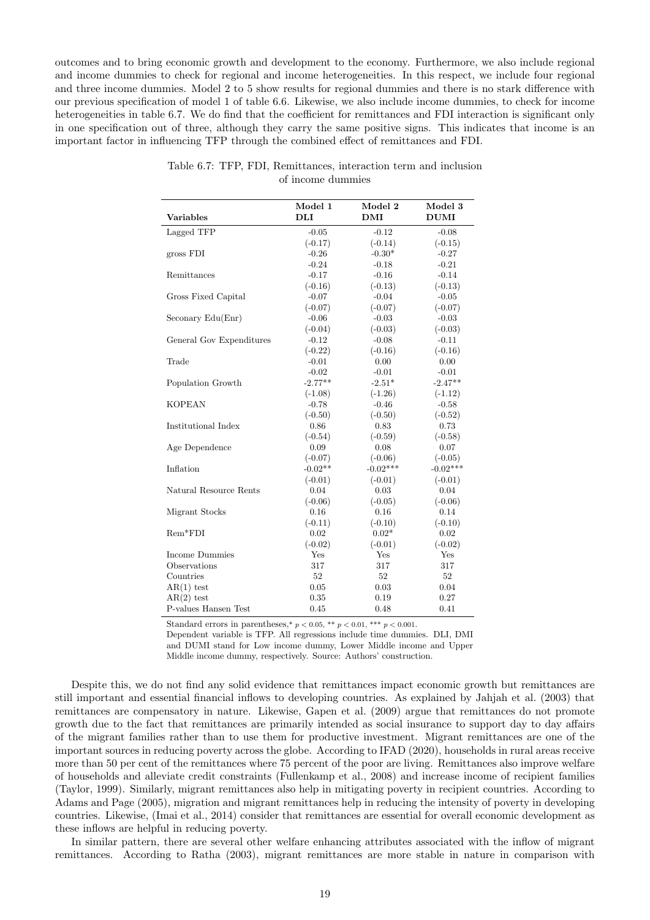outcomes and to bring economic growth and development to the economy. Furthermore, we also include regional and income dummies to check for regional and income heterogeneities. In this respect, we include four regional and three income dummies. Model 2 to 5 show results for regional dummies and there is no stark difference with our previous specification of model 1 of table 6.6. Likewise, we also include income dummies, to check for income heterogeneities in table 6.7. We do find that the coefficient for remittances and FDI interaction is significant only in one specification out of three, although they carry the same positive signs. This indicates that income is an important factor in influencing TFP through the combined effect of remittances and FDI.

Table 6.7: TFP, FDI, Remittances, interaction term and inclusion of income dummies

| **Variables** | **Model 1 DLI** | **Model 2 DMI** | **Model 3 DUMI** |
|---|---|---|---|
| Lagged TFP | -0.05 | -0.12 | -0.08 |
| | (-0.17) | (-0.14) | (-0.15) |
| gross FDI | -0.26 | -0.30* | -0.27 |
| | -0.24 | -0.18 | -0.21 |
| Remittances | -0.17 | -0.16 | -0.14 |
| | (-0.16) | (-0.13) | (-0.13) |
| Gross Fixed Capital | -0.07 | -0.04 | -0.05 |
| | (-0.07) | (-0.07) | (-0.07) |
| Seconary Edu(Enr) | -0.06 | -0.03 | -0.03 |
| | (-0.04) | (-0.03) | (-0.03) |
| General Gov Expenditures | -0.12 | -0.08 | -0.11 |
| | (-0.22) | (-0.16) | (-0.16) |
| Trade | -0.01 | 0.00 | 0.00 |
| | -0.02 | -0.01 | -0.01 |
| Population Growth | -2.77** | -2.51* | -2.47** |
| | (-1.08) | (-1.26) | (-1.12) |
| KOPEAN | -0.78 | -0.46 | -0.58 |
| | (-0.50) | (-0.50) | (-0.52) |
| Institutional Index | 0.86 | 0.83 | 0.73 |
| | (-0.54) | (-0.59) | (-0.58) |
| Age Dependence | 0.09 | 0.08 | 0.07 |
| | (-0.07) | (-0.06) | (-0.05) |
| Inflation | -0.02** | -0.02*** | -0.02*** |
| | (-0.01) | (-0.01) | (-0.01) |
| Natural Resource Rents | 0.04 | 0.03 | 0.04 |
| | (-0.06) | (-0.05) | (-0.06) |
| Migrant Stocks | 0.16 | 0.16 | 0.14 |
| | (-0.11) | (-0.10) | (-0.10) |
| Rem*FDI | 0.02 | 0.02* | 0.02 |
| | (-0.02) | (-0.01) | (-0.02) |
| Income Dummies | Yes | Yes | Yes |
| Observations | 317 | 317 | 317 |
| Countries | 52 | 52 | 52 |
| AR(1) test | 0.05 | 0.03 | 0.04 |
| AR(2) test | 0.35 | 0.19 | 0.27 |
| P-values Hansen Test | 0.45 | 0.48 | 0.41 |

Standard errors in parentheses,* $p < 0.05$, ** $p < 0.01$, *** $p < 0.001$.
Dependent variable is TFP. All regressions include time dummies. DLI, DMI and DUMI stand for Low income dummy, Lower Middle income and Upper Middle income dummy, respectively. Source: Authors' construction.

Despite this, we do not find any solid evidence that remittances impact economic growth but remittances are still important and essential financial inflows to developing countries. As explained by Jahjah et al. (2003) that remittances are compensatory in nature. Likewise, Gapen et al. (2009) argue that remittances do not promote growth due to the fact that remittances are primarily intended as social insurance to support day to day affairs of the migrant families rather than to use them for productive investment. Migrant remittances are one of the important sources in reducing poverty across the globe. According to IFAD (2020), households in rural areas receive more than 50 per cent of the remittances where 75 percent of the poor are living. Remittances also improve welfare of households and alleviate credit constraints (Fullenkamp et al., 2008) and increase income of recipient families (Taylor, 1999). Similarly, migrant remittances also help in mitigating poverty in recipient countries. According to Adams and Page (2005), migration and migrant remittances help in reducing the intensity of poverty in developing countries. Likewise, (Imai et al., 2014) consider that remittances are essential for overall economic development as these inflows are helpful in reducing poverty.

In similar pattern, there are several other welfare enhancing attributes associated with the inflow of migrant remittances. According to Ratha (2003), migrant remittances are more stable in nature in comparison with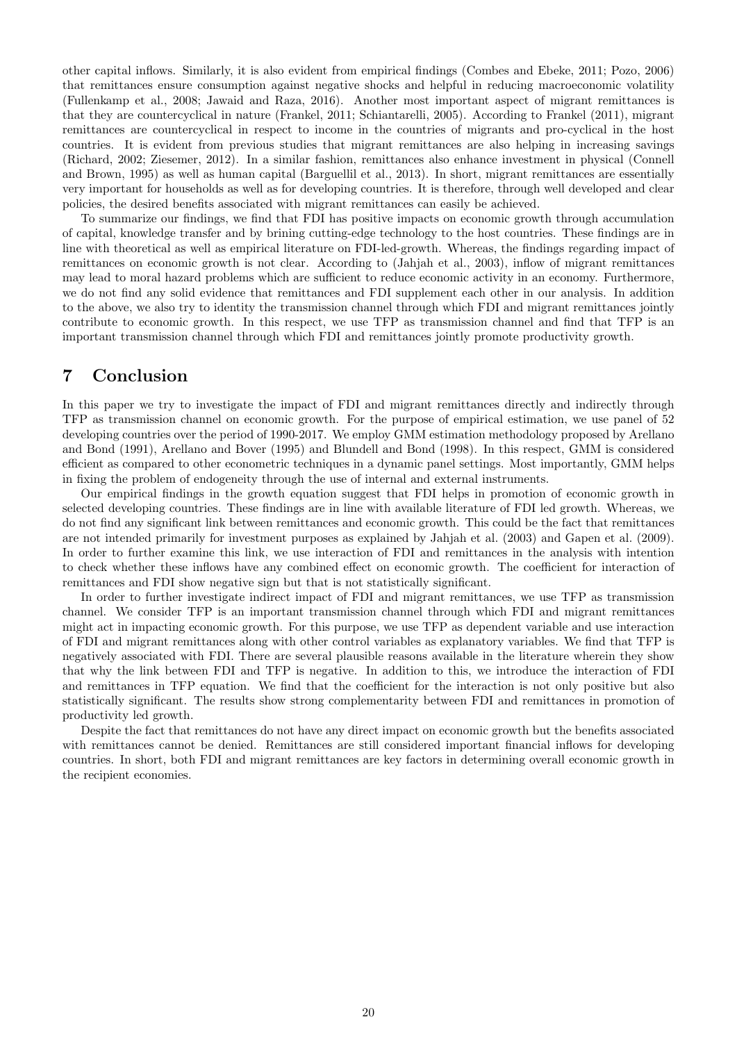other capital inflows. Similarly, it is also evident from empirical findings (Combes and Ebeke, 2011; Pozo, 2006) that remittances ensure consumption against negative shocks and helpful in reducing macroeconomic volatility (Fullenkamp et al., 2008; Jawaid and Raza, 2016). Another most important aspect of migrant remittances is that they are countercyclical in nature (Frankel, 2011; Schiantarelli, 2005). According to Frankel (2011), migrant remittances are countercyclical in respect to income in the countries of migrants and pro-cyclical in the host countries. It is evident from previous studies that migrant remittances are also helping in increasing savings (Richard, 2002; Ziesemer, 2012). In a similar fashion, remittances also enhance investment in physical (Connell and Brown, 1995) as well as human capital (Barguellil et al., 2013). In short, migrant remittances are essentially very important for households as well as for developing countries. It is therefore, through well developed and clear policies, the desired benefits associated with migrant remittances can easily be achieved.

To summarize our findings, we find that FDI has positive impacts on economic growth through accumulation of capital, knowledge transfer and by brining cutting-edge technology to the host countries. These findings are in line with theoretical as well as empirical literature on FDI-led-growth. Whereas, the findings regarding impact of remittances on economic growth is not clear. According to (Jahjah et al., 2003), inflow of migrant remittances may lead to moral hazard problems which are sufficient to reduce economic activity in an economy. Furthermore, we do not find any solid evidence that remittances and FDI supplement each other in our analysis. In addition to the above, we also try to identity the transmission channel through which FDI and migrant remittances jointly contribute to economic growth. In this respect, we use TFP as transmission channel and find that TFP is an important transmission channel through which FDI and remittances jointly promote productivity growth.

# 7 Conclusion

In this paper we try to investigate the impact of FDI and migrant remittances directly and indirectly through TFP as transmission channel on economic growth. For the purpose of empirical estimation, we use panel of 52 developing countries over the period of 1990-2017. We employ GMM estimation methodology proposed by Arellano and Bond (1991), Arellano and Bover (1995) and Blundell and Bond (1998). In this respect, GMM is considered efficient as compared to other econometric techniques in a dynamic panel settings. Most importantly, GMM helps in fixing the problem of endogeneity through the use of internal and external instruments.

Our empirical findings in the growth equation suggest that FDI helps in promotion of economic growth in selected developing countries. These findings are in line with available literature of FDI led growth. Whereas, we do not find any significant link between remittances and economic growth. This could be the fact that remittances are not intended primarily for investment purposes as explained by Jahjah et al. (2003) and Gapen et al. (2009). In order to further examine this link, we use interaction of FDI and remittances in the analysis with intention to check whether these inflows have any combined effect on economic growth. The coefficient for interaction of remittances and FDI show negative sign but that is not statistically significant.

In order to further investigate indirect impact of FDI and migrant remittances, we use TFP as transmission channel. We consider TFP is an important transmission channel through which FDI and migrant remittances might act in impacting economic growth. For this purpose, we use TFP as dependent variable and use interaction of FDI and migrant remittances along with other control variables as explanatory variables. We find that TFP is negatively associated with FDI. There are several plausible reasons available in the literature wherein they show that why the link between FDI and TFP is negative. In addition to this, we introduce the interaction of FDI and remittances in TFP equation. We find that the coefficient for the interaction is not only positive but also statistically significant. The results show strong complementarity between FDI and remittances in promotion of productivity led growth.

Despite the fact that remittances do not have any direct impact on economic growth but the benefits associated with remittances cannot be denied. Remittances are still considered important financial inflows for developing countries. In short, both FDI and migrant remittances are key factors in determining overall economic growth in the recipient economies.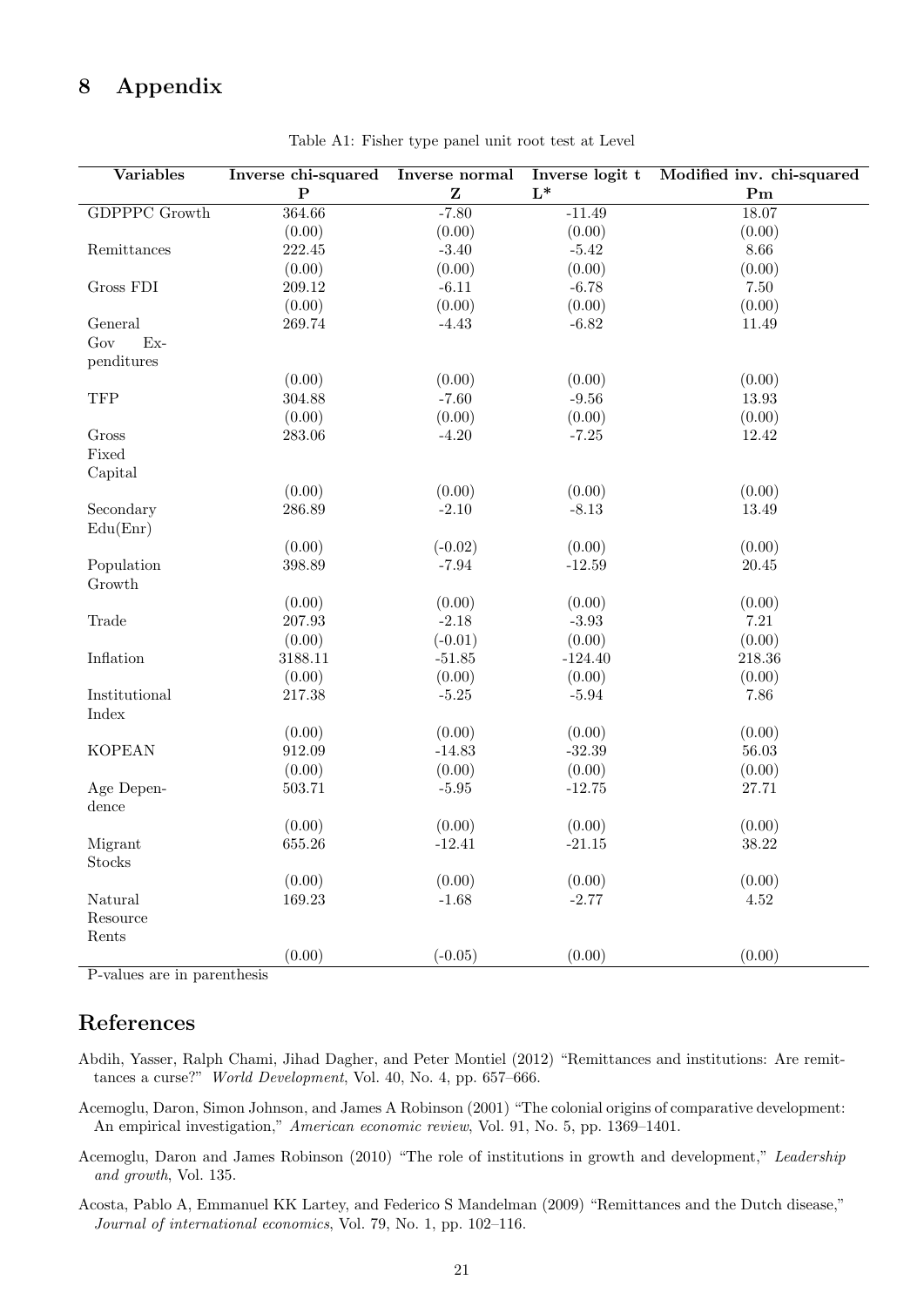# 8 Appendix

Table A1: Fisher type panel unit root test at Level

| Variables | Inverse chi-squared **P** | Inverse normal **Z** | Inverse logit t **L*** | Modified inv. chi-squared **Pm** |
|---|---|---|---|---|
| GDPPPC Growth | 364.66 | -7.80 | -11.49 | 18.07 |
| | (0.00) | (0.00) | (0.00) | (0.00) |
| Remittances | 222.45 | -3.40 | -5.42 | 8.66 |
| | (0.00) | (0.00) | (0.00) | (0.00) |
| Gross FDI | 209.12 | -6.11 | -6.78 | 7.50 |
| | (0.00) | (0.00) | (0.00) | (0.00) |
| General Gov Expenditures | 269.74 | -4.43 | -6.82 | 11.49 |
| | (0.00) | (0.00) | (0.00) | (0.00) |
| TFP | 304.88 | -7.60 | -9.56 | 13.93 |
| | (0.00) | (0.00) | (0.00) | (0.00) |
| Gross Fixed Capital | 283.06 | -4.20 | -7.25 | 12.42 |
| | (0.00) | (0.00) | (0.00) | (0.00) |
| Secondary Edu(Enr) | 286.89 | -2.10 | -8.13 | 13.49 |
| | (0.00) | (-0.02) | (0.00) | (0.00) |
| Population Growth | 398.89 | -7.94 | -12.59 | 20.45 |
| | (0.00) | (0.00) | (0.00) | (0.00) |
| Trade | 207.93 | -2.18 | -3.93 | 7.21 |
| | (0.00) | (-0.01) | (0.00) | (0.00) |
| Inflation | 3188.11 | -51.85 | -124.40 | 218.36 |
| | (0.00) | (0.00) | (0.00) | (0.00) |
| Institutional Index | 217.38 | -5.25 | -5.94 | 7.86 |
| | (0.00) | (0.00) | (0.00) | (0.00) |
| KOPEAN | 912.09 | -14.83 | -32.39 | 56.03 |
| | (0.00) | (0.00) | (0.00) | (0.00) |
| Age Dependence | 503.71 | -5.95 | -12.75 | 27.71 |
| | (0.00) | (0.00) | (0.00) | (0.00) |
| Migrant Stocks | 655.26 | -12.41 | -21.15 | 38.22 |
| | (0.00) | (0.00) | (0.00) | (0.00) |
| Natural Resource Rents | 169.23 | -1.68 | -2.77 | 4.52 |
| | (0.00) | (-0.05) | (0.00) | (0.00) |

P-values are in parenthesis

# References

Abdih, Yasser, Ralph Chami, Jihad Dagher, and Peter Montiel (2012) "Remittances and institutions: Are remittances a curse?" *World Development*, Vol. 40, No. 4, pp. 657–666.

Acemoglu, Daron, Simon Johnson, and James A Robinson (2001) "The colonial origins of comparative development: An empirical investigation," *American economic review*, Vol. 91, No. 5, pp. 1369–1401.

Acemoglu, Daron and James Robinson (2010) "The role of institutions in growth and development," *Leadership and growth*, Vol. 135.

Acosta, Pablo A, Emmanuel KK Lartey, and Federico S Mandelman (2009) "Remittances and the Dutch disease," *Journal of international economics*, Vol. 79, No. 1, pp. 102–116.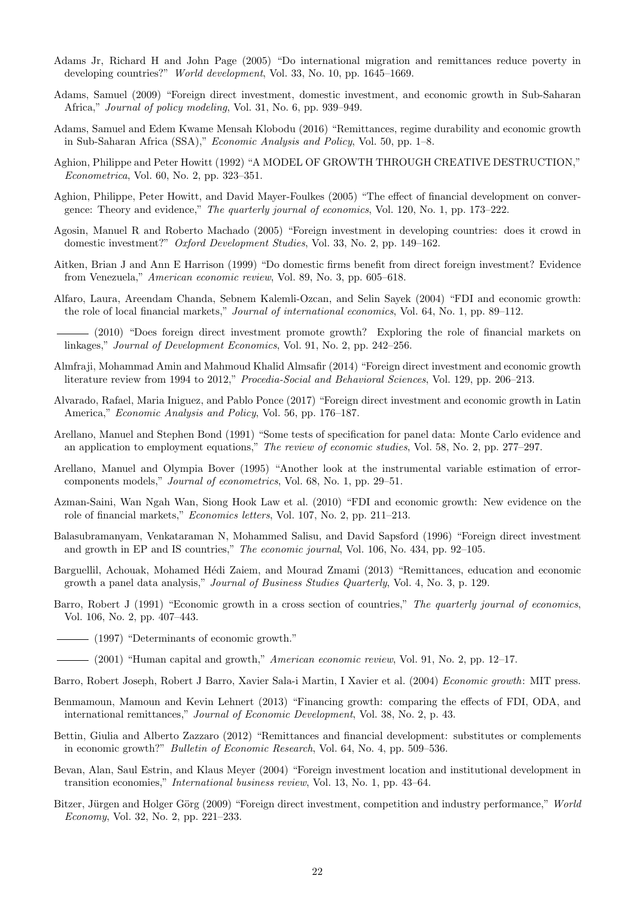Adams Jr, Richard H and John Page (2005) "Do international migration and remittances reduce poverty in developing countries?" *World development*, Vol. 33, No. 10, pp. 1645–1669.

Adams, Samuel (2009) "Foreign direct investment, domestic investment, and economic growth in Sub-Saharan Africa," *Journal of policy modeling*, Vol. 31, No. 6, pp. 939–949.

Adams, Samuel and Edem Kwame Mensah Klobodu (2016) "Remittances, regime durability and economic growth in Sub-Saharan Africa (SSA)," *Economic Analysis and Policy*, Vol. 50, pp. 1–8.

Aghion, Philippe and Peter Howitt (1992) "A MODEL OF GROWTH THROUGH CREATIVE DESTRUCTION," *Econometrica*, Vol. 60, No. 2, pp. 323–351.

Aghion, Philippe, Peter Howitt, and David Mayer-Foulkes (2005) "The effect of financial development on convergence: Theory and evidence," *The quarterly journal of economics*, Vol. 120, No. 1, pp. 173–222.

Agosin, Manuel R and Roberto Machado (2005) "Foreign investment in developing countries: does it crowd in domestic investment?" *Oxford Development Studies*, Vol. 33, No. 2, pp. 149–162.

Aitken, Brian J and Ann E Harrison (1999) "Do domestic firms benefit from direct foreign investment? Evidence from Venezuela," *American economic review*, Vol. 89, No. 3, pp. 605–618.

Alfaro, Laura, Areendam Chanda, Sebnem Kalemli-Ozcan, and Selin Sayek (2004) "FDI and economic growth: the role of local financial markets," *Journal of international economics*, Vol. 64, No. 1, pp. 89–112.

——— (2010) "Does foreign direct investment promote growth? Exploring the role of financial markets on linkages," *Journal of Development Economics*, Vol. 91, No. 2, pp. 242–256.

Almfraji, Mohammad Amin and Mahmoud Khalid Almsafir (2014) "Foreign direct investment and economic growth literature review from 1994 to 2012," *Procedia-Social and Behavioral Sciences*, Vol. 129, pp. 206–213.

Alvarado, Rafael, Maria Iniguez, and Pablo Ponce (2017) "Foreign direct investment and economic growth in Latin America," *Economic Analysis and Policy*, Vol. 56, pp. 176–187.

Arellano, Manuel and Stephen Bond (1991) "Some tests of specification for panel data: Monte Carlo evidence and an application to employment equations," *The review of economic studies*, Vol. 58, No. 2, pp. 277–297.

Arellano, Manuel and Olympia Bover (1995) "Another look at the instrumental variable estimation of error-components models," *Journal of econometrics*, Vol. 68, No. 1, pp. 29–51.

Azman-Saini, Wan Ngah Wan, Siong Hook Law et al. (2010) "FDI and economic growth: New evidence on the role of financial markets," *Economics letters*, Vol. 107, No. 2, pp. 211–213.

Balasubramanyam, Venkataraman N, Mohammed Salisu, and David Sapsford (1996) "Foreign direct investment and growth in EP and IS countries," *The economic journal*, Vol. 106, No. 434, pp. 92–105.

Barguellil, Achouak, Mohamed Hédi Zaiem, and Mourad Zmami (2013) "Remittances, education and economic growth a panel data analysis," *Journal of Business Studies Quarterly*, Vol. 4, No. 3, p. 129.

Barro, Robert J (1991) "Economic growth in a cross section of countries," *The quarterly journal of economics*, Vol. 106, No. 2, pp. 407–443.

——— (1997) "Determinants of economic growth."

——— (2001) "Human capital and growth," *American economic review*, Vol. 91, No. 2, pp. 12–17.

Barro, Robert Joseph, Robert J Barro, Xavier Sala-i Martin, I Xavier et al. (2004) *Economic growth*: MIT press.

Benmamoun, Mamoun and Kevin Lehnert (2013) "Financing growth: comparing the effects of FDI, ODA, and international remittances," *Journal of Economic Development*, Vol. 38, No. 2, p. 43.

Bettin, Giulia and Alberto Zazzaro (2012) "Remittances and financial development: substitutes or complements in economic growth?" *Bulletin of Economic Research*, Vol. 64, No. 4, pp. 509–536.

Bevan, Alan, Saul Estrin, and Klaus Meyer (2004) "Foreign investment location and institutional development in transition economies," *International business review*, Vol. 13, No. 1, pp. 43–64.

Bitzer, Jürgen and Holger Görg (2009) "Foreign direct investment, competition and industry performance," *World Economy*, Vol. 32, No. 2, pp. 221–233.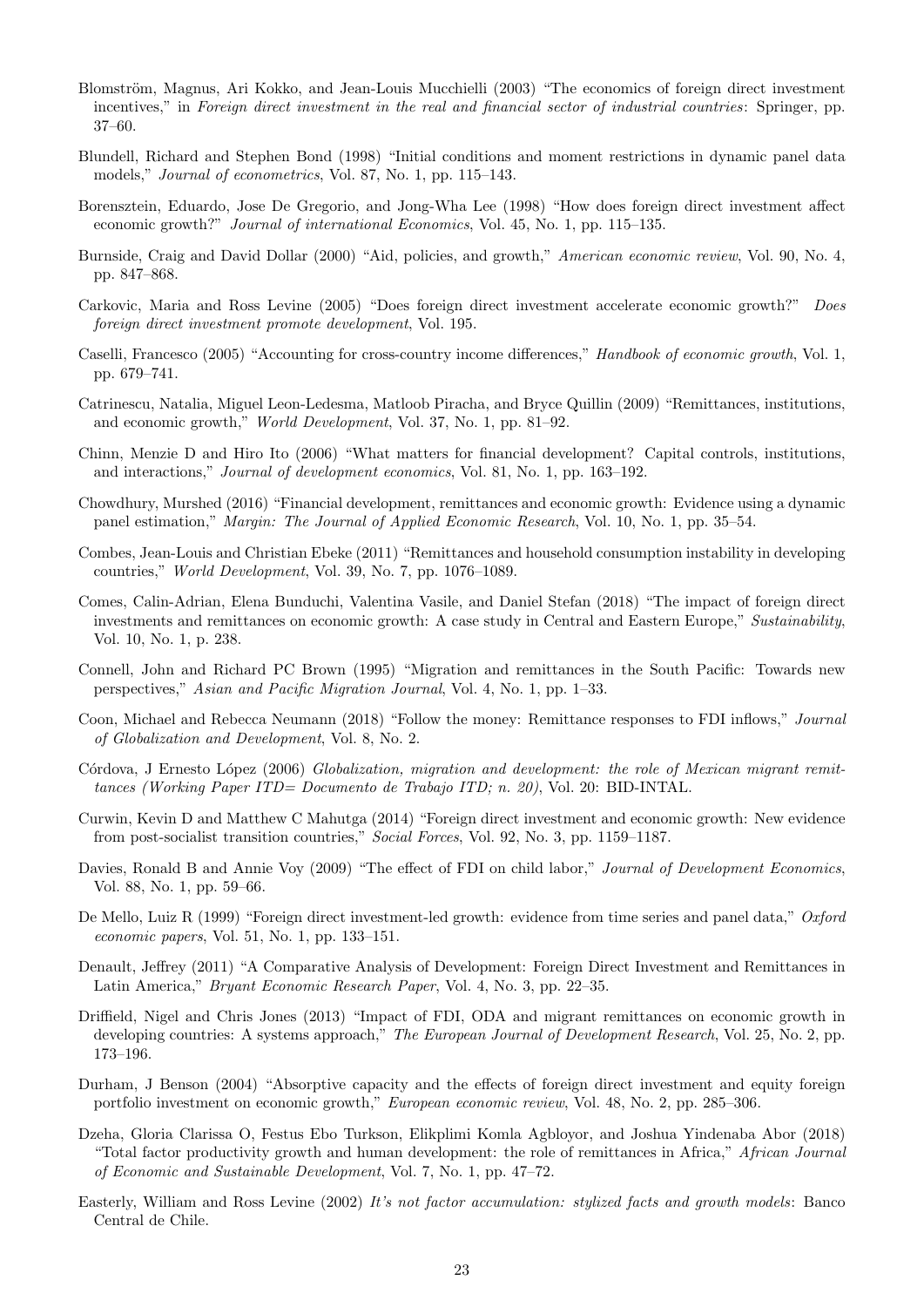Blomström, Magnus, Ari Kokko, and Jean-Louis Mucchielli (2003) "The economics of foreign direct investment incentives," in *Foreign direct investment in the real and financial sector of industrial countries*: Springer, pp. 37–60.

Blundell, Richard and Stephen Bond (1998) "Initial conditions and moment restrictions in dynamic panel data models," *Journal of econometrics*, Vol. 87, No. 1, pp. 115–143.

Borensztein, Eduardo, Jose De Gregorio, and Jong-Wha Lee (1998) "How does foreign direct investment affect economic growth?" *Journal of international Economics*, Vol. 45, No. 1, pp. 115–135.

Burnside, Craig and David Dollar (2000) "Aid, policies, and growth," *American economic review*, Vol. 90, No. 4, pp. 847–868.

Carkovic, Maria and Ross Levine (2005) "Does foreign direct investment accelerate economic growth?" *Does foreign direct investment promote development*, Vol. 195.

Caselli, Francesco (2005) "Accounting for cross-country income differences," *Handbook of economic growth*, Vol. 1, pp. 679–741.

Catrinescu, Natalia, Miguel Leon-Ledesma, Matloob Piracha, and Bryce Quillin (2009) "Remittances, institutions, and economic growth," *World Development*, Vol. 37, No. 1, pp. 81–92.

Chinn, Menzie D and Hiro Ito (2006) "What matters for financial development? Capital controls, institutions, and interactions," *Journal of development economics*, Vol. 81, No. 1, pp. 163–192.

Chowdhury, Murshed (2016) "Financial development, remittances and economic growth: Evidence using a dynamic panel estimation," *Margin: The Journal of Applied Economic Research*, Vol. 10, No. 1, pp. 35–54.

Combes, Jean-Louis and Christian Ebeke (2011) "Remittances and household consumption instability in developing countries," *World Development*, Vol. 39, No. 7, pp. 1076–1089.

Comes, Calin-Adrian, Elena Bunduchi, Valentina Vasile, and Daniel Stefan (2018) "The impact of foreign direct investments and remittances on economic growth: A case study in Central and Eastern Europe," *Sustainability*, Vol. 10, No. 1, p. 238.

Connell, John and Richard PC Brown (1995) "Migration and remittances in the South Pacific: Towards new perspectives," *Asian and Pacific Migration Journal*, Vol. 4, No. 1, pp. 1–33.

Coon, Michael and Rebecca Neumann (2018) "Follow the money: Remittance responses to FDI inflows," *Journal of Globalization and Development*, Vol. 8, No. 2.

Córdova, J Ernesto López (2006) *Globalization, migration and development: the role of Mexican migrant remittances (Working Paper ITD= Documento de Trabajo ITD; n. 20)*, Vol. 20: BID-INTAL.

Curwin, Kevin D and Matthew C Mahutga (2014) "Foreign direct investment and economic growth: New evidence from post-socialist transition countries," *Social Forces*, Vol. 92, No. 3, pp. 1159–1187.

Davies, Ronald B and Annie Voy (2009) "The effect of FDI on child labor," *Journal of Development Economics*, Vol. 88, No. 1, pp. 59–66.

De Mello, Luiz R (1999) "Foreign direct investment-led growth: evidence from time series and panel data," *Oxford economic papers*, Vol. 51, No. 1, pp. 133–151.

Denault, Jeffrey (2011) "A Comparative Analysis of Development: Foreign Direct Investment and Remittances in Latin America," *Bryant Economic Research Paper*, Vol. 4, No. 3, pp. 22–35.

Driffield, Nigel and Chris Jones (2013) "Impact of FDI, ODA and migrant remittances on economic growth in developing countries: A systems approach," *The European Journal of Development Research*, Vol. 25, No. 2, pp. 173–196.

Durham, J Benson (2004) "Absorptive capacity and the effects of foreign direct investment and equity foreign portfolio investment on economic growth," *European economic review*, Vol. 48, No. 2, pp. 285–306.

Dzeha, Gloria Clarissa O, Festus Ebo Turkson, Elikplimi Komla Agbloyor, and Joshua Yindenaba Abor (2018) "Total factor productivity growth and human development: the role of remittances in Africa," *African Journal of Economic and Sustainable Development*, Vol. 7, No. 1, pp. 47–72.

Easterly, William and Ross Levine (2002) *It's not factor accumulation: stylized facts and growth models*: Banco Central de Chile.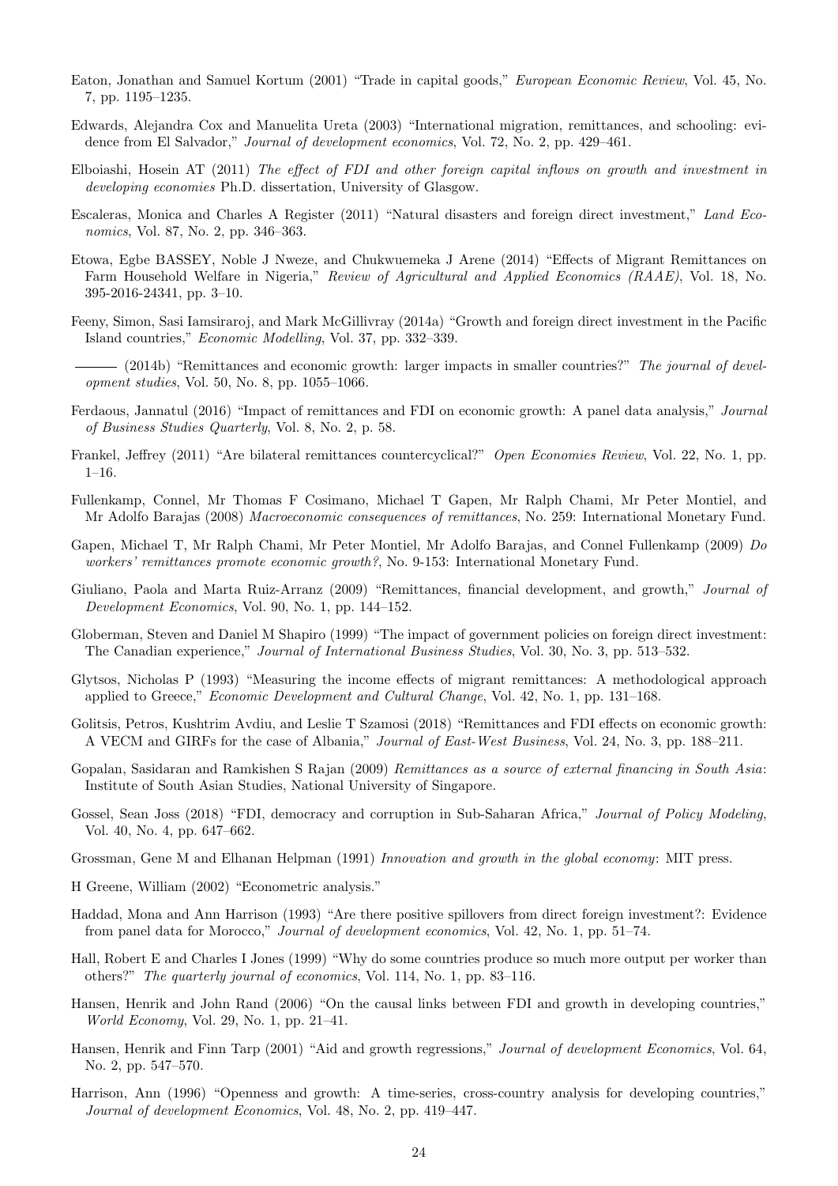Eaton, Jonathan and Samuel Kortum (2001) "Trade in capital goods," *European Economic Review*, Vol. 45, No. 7, pp. 1195–1235.

Edwards, Alejandra Cox and Manuelita Ureta (2003) "International migration, remittances, and schooling: evidence from El Salvador," *Journal of development economics*, Vol. 72, No. 2, pp. 429–461.

Elboiashi, Hosein AT (2011) *The effect of FDI and other foreign capital inflows on growth and investment in developing economies* Ph.D. dissertation, University of Glasgow.

Escaleras, Monica and Charles A Register (2011) "Natural disasters and foreign direct investment," *Land Economics*, Vol. 87, No. 2, pp. 346–363.

Etowa, Egbe BASSEY, Noble J Nweze, and Chukwuemeka J Arene (2014) "Effects of Migrant Remittances on Farm Household Welfare in Nigeria," *Review of Agricultural and Applied Economics (RAAE)*, Vol. 18, No. 395-2016-24341, pp. 3–10.

Feeny, Simon, Sasi Iamsiraroj, and Mark McGillivray (2014a) "Growth and foreign direct investment in the Pacific Island countries," *Economic Modelling*, Vol. 37, pp. 332–339.

——— (2014b) "Remittances and economic growth: larger impacts in smaller countries?" *The journal of development studies*, Vol. 50, No. 8, pp. 1055–1066.

Ferdaous, Jannatul (2016) "Impact of remittances and FDI on economic growth: A panel data analysis," *Journal of Business Studies Quarterly*, Vol. 8, No. 2, p. 58.

Frankel, Jeffrey (2011) "Are bilateral remittances countercyclical?" *Open Economies Review*, Vol. 22, No. 1, pp. 1–16.

Fullenkamp, Connel, Mr Thomas F Cosimano, Michael T Gapen, Mr Ralph Chami, Mr Peter Montiel, and Mr Adolfo Barajas (2008) *Macroeconomic consequences of remittances*, No. 259: International Monetary Fund.

Gapen, Michael T, Mr Ralph Chami, Mr Peter Montiel, Mr Adolfo Barajas, and Connel Fullenkamp (2009) *Do workers' remittances promote economic growth?*, No. 9-153: International Monetary Fund.

Giuliano, Paola and Marta Ruiz-Arranz (2009) "Remittances, financial development, and growth," *Journal of Development Economics*, Vol. 90, No. 1, pp. 144–152.

Globerman, Steven and Daniel M Shapiro (1999) "The impact of government policies on foreign direct investment: The Canadian experience," *Journal of International Business Studies*, Vol. 30, No. 3, pp. 513–532.

Glytsos, Nicholas P (1993) "Measuring the income effects of migrant remittances: A methodological approach applied to Greece," *Economic Development and Cultural Change*, Vol. 42, No. 1, pp. 131–168.

Golitsis, Petros, Kushtrim Avdiu, and Leslie T Szamosi (2018) "Remittances and FDI effects on economic growth: A VECM and GIRFs for the case of Albania," *Journal of East-West Business*, Vol. 24, No. 3, pp. 188–211.

Gopalan, Sasidaran and Ramkishen S Rajan (2009) *Remittances as a source of external financing in South Asia*: Institute of South Asian Studies, National University of Singapore.

Gossel, Sean Joss (2018) "FDI, democracy and corruption in Sub-Saharan Africa," *Journal of Policy Modeling*, Vol. 40, No. 4, pp. 647–662.

Grossman, Gene M and Elhanan Helpman (1991) *Innovation and growth in the global economy*: MIT press.

H Greene, William (2002) "Econometric analysis."

Haddad, Mona and Ann Harrison (1993) "Are there positive spillovers from direct foreign investment?: Evidence from panel data for Morocco," *Journal of development economics*, Vol. 42, No. 1, pp. 51–74.

Hall, Robert E and Charles I Jones (1999) "Why do some countries produce so much more output per worker than others?" *The quarterly journal of economics*, Vol. 114, No. 1, pp. 83–116.

Hansen, Henrik and John Rand (2006) "On the causal links between FDI and growth in developing countries," *World Economy*, Vol. 29, No. 1, pp. 21–41.

Hansen, Henrik and Finn Tarp (2001) "Aid and growth regressions," *Journal of development Economics*, Vol. 64, No. 2, pp. 547–570.

Harrison, Ann (1996) "Openness and growth: A time-series, cross-country analysis for developing countries," *Journal of development Economics*, Vol. 48, No. 2, pp. 419–447.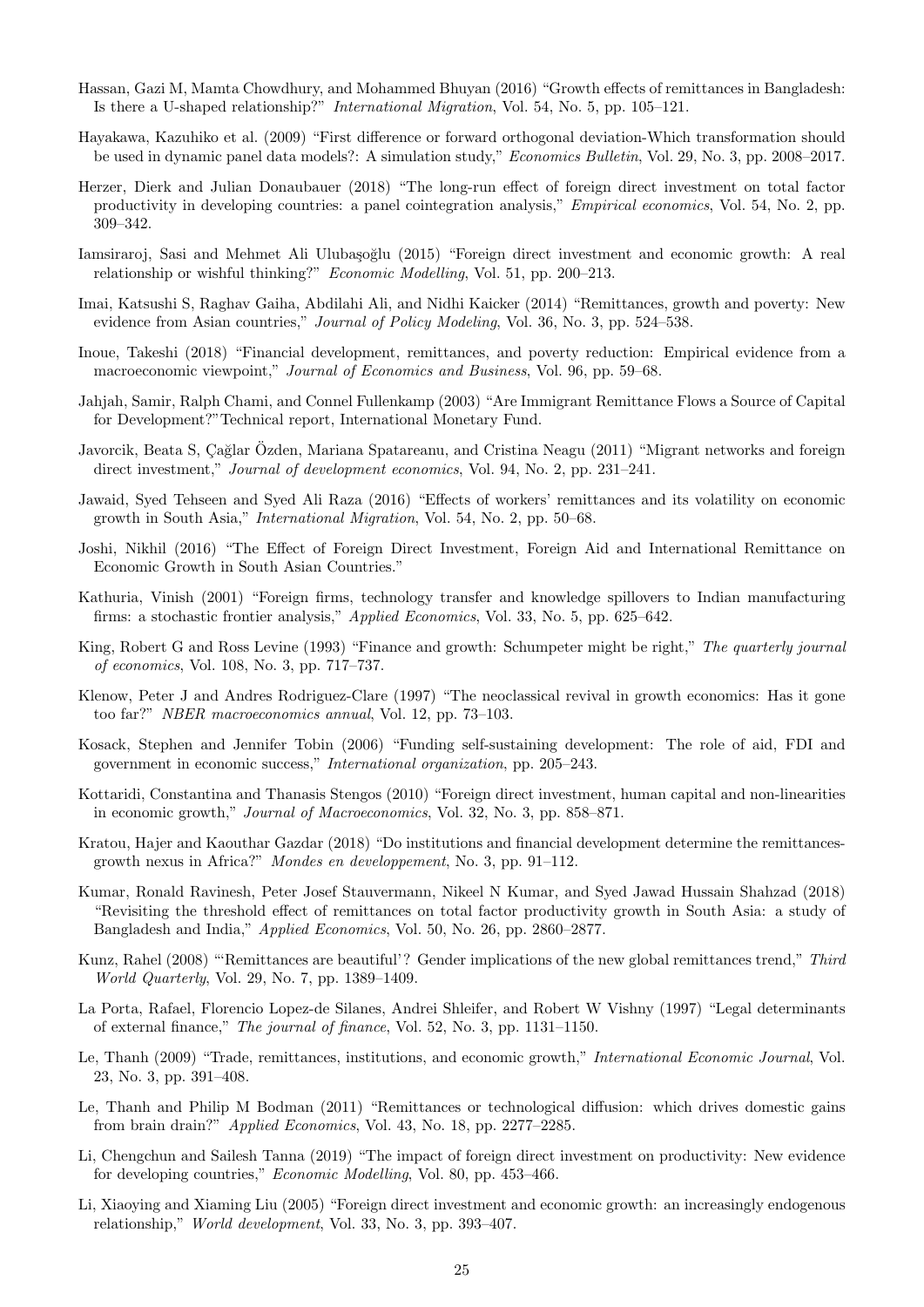Hassan, Gazi M, Mamta Chowdhury, and Mohammed Bhuyan (2016) "Growth effects of remittances in Bangladesh: Is there a U-shaped relationship?" *International Migration*, Vol. 54, No. 5, pp. 105–121.

Hayakawa, Kazuhiko et al. (2009) "First difference or forward orthogonal deviation-Which transformation should be used in dynamic panel data models?: A simulation study," *Economics Bulletin*, Vol. 29, No. 3, pp. 2008–2017.

Herzer, Dierk and Julian Donaubauer (2018) "The long-run effect of foreign direct investment on total factor productivity in developing countries: a panel cointegration analysis," *Empirical economics*, Vol. 54, No. 2, pp. 309–342.

Iamsiraroj, Sasi and Mehmet Ali Ulubaşoğlu (2015) "Foreign direct investment and economic growth: A real relationship or wishful thinking?" *Economic Modelling*, Vol. 51, pp. 200–213.

Imai, Katsushi S, Raghav Gaiha, Abdilahi Ali, and Nidhi Kaicker (2014) "Remittances, growth and poverty: New evidence from Asian countries," *Journal of Policy Modeling*, Vol. 36, No. 3, pp. 524–538.

Inoue, Takeshi (2018) "Financial development, remittances, and poverty reduction: Empirical evidence from a macroeconomic viewpoint," *Journal of Economics and Business*, Vol. 96, pp. 59–68.

Jahjah, Samir, Ralph Chami, and Connel Fullenkamp (2003) "Are Immigrant Remittance Flows a Source of Capital for Development?"Technical report, International Monetary Fund.

Javorcik, Beata S, Çağlar Özden, Mariana Spatareanu, and Cristina Neagu (2011) "Migrant networks and foreign direct investment," *Journal of development economics*, Vol. 94, No. 2, pp. 231–241.

Jawaid, Syed Tehseen and Syed Ali Raza (2016) "Effects of workers' remittances and its volatility on economic growth in South Asia," *International Migration*, Vol. 54, No. 2, pp. 50–68.

Joshi, Nikhil (2016) "The Effect of Foreign Direct Investment, Foreign Aid and International Remittance on Economic Growth in South Asian Countries."

Kathuria, Vinish (2001) "Foreign firms, technology transfer and knowledge spillovers to Indian manufacturing firms: a stochastic frontier analysis," *Applied Economics*, Vol. 33, No. 5, pp. 625–642.

King, Robert G and Ross Levine (1993) "Finance and growth: Schumpeter might be right," *The quarterly journal of economics*, Vol. 108, No. 3, pp. 717–737.

Klenow, Peter J and Andres Rodriguez-Clare (1997) "The neoclassical revival in growth economics: Has it gone too far?" *NBER macroeconomics annual*, Vol. 12, pp. 73–103.

Kosack, Stephen and Jennifer Tobin (2006) "Funding self-sustaining development: The role of aid, FDI and government in economic success," *International organization*, pp. 205–243.

Kottaridi, Constantina and Thanasis Stengos (2010) "Foreign direct investment, human capital and non-linearities in economic growth," *Journal of Macroeconomics*, Vol. 32, No. 3, pp. 858–871.

Kratou, Hajer and Kaouthar Gazdar (2018) "Do institutions and financial development determine the remittances-growth nexus in Africa?" *Mondes en developpement*, No. 3, pp. 91–112.

Kumar, Ronald Ravinesh, Peter Josef Stauvermann, Nikeel N Kumar, and Syed Jawad Hussain Shahzad (2018) "Revisiting the threshold effect of remittances on total factor productivity growth in South Asia: a study of Bangladesh and India," *Applied Economics*, Vol. 50, No. 26, pp. 2860–2877.

Kunz, Rahel (2008) "'Remittances are beautiful'? Gender implications of the new global remittances trend," *Third World Quarterly*, Vol. 29, No. 7, pp. 1389–1409.

La Porta, Rafael, Florencio Lopez-de Silanes, Andrei Shleifer, and Robert W Vishny (1997) "Legal determinants of external finance," *The journal of finance*, Vol. 52, No. 3, pp. 1131–1150.

Le, Thanh (2009) "Trade, remittances, institutions, and economic growth," *International Economic Journal*, Vol. 23, No. 3, pp. 391–408.

Le, Thanh and Philip M Bodman (2011) "Remittances or technological diffusion: which drives domestic gains from brain drain?" *Applied Economics*, Vol. 43, No. 18, pp. 2277–2285.

Li, Chengchun and Sailesh Tanna (2019) "The impact of foreign direct investment on productivity: New evidence for developing countries," *Economic Modelling*, Vol. 80, pp. 453–466.

Li, Xiaoying and Xiaming Liu (2005) "Foreign direct investment and economic growth: an increasingly endogenous relationship," *World development*, Vol. 33, No. 3, pp. 393–407.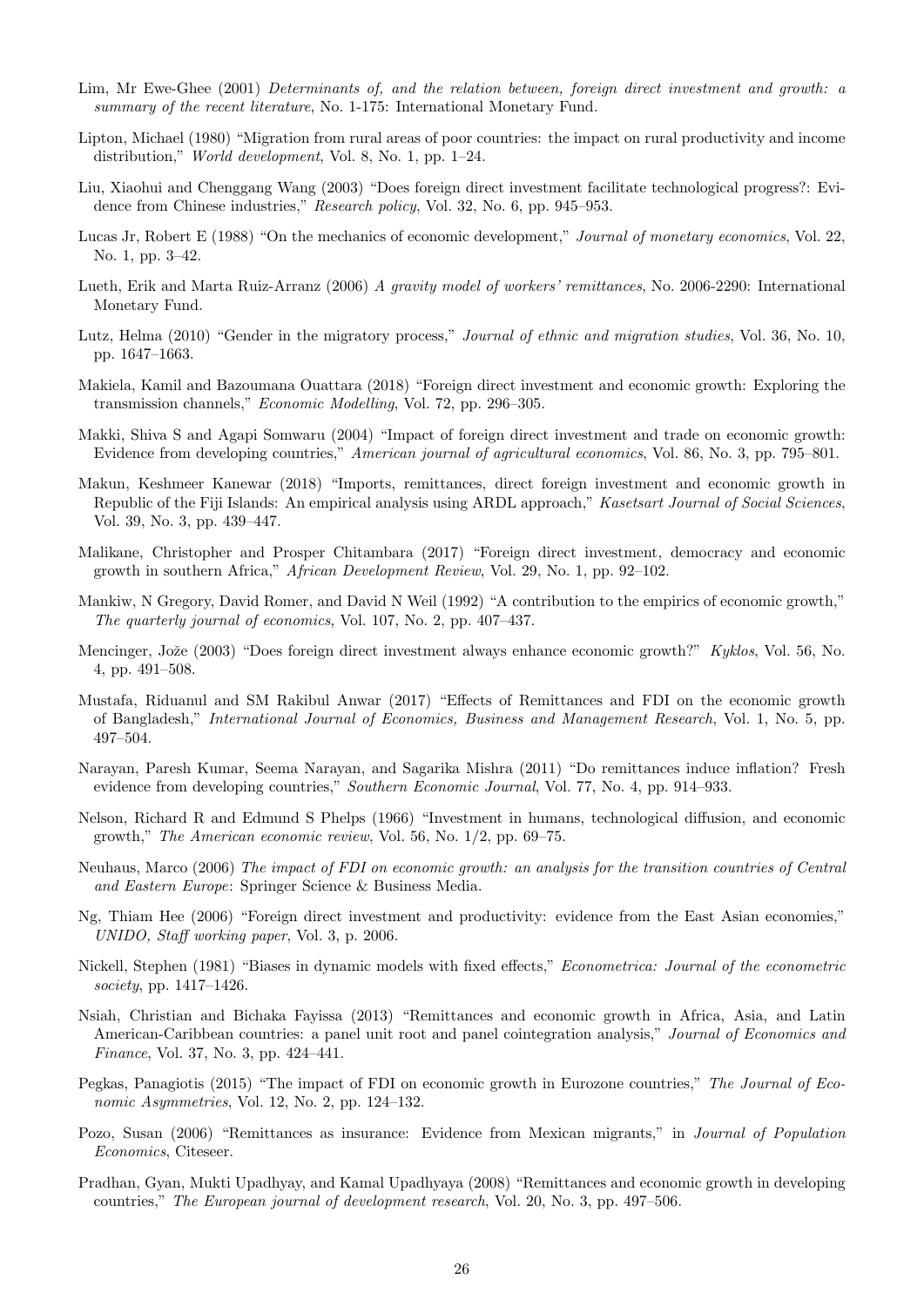Lim, Mr Ewe-Ghee (2001) *Determinants of, and the relation between, foreign direct investment and growth: a summary of the recent literature*, No. 1-175: International Monetary Fund.

Lipton, Michael (1980) "Migration from rural areas of poor countries: the impact on rural productivity and income distribution," *World development*, Vol. 8, No. 1, pp. 1–24.

Liu, Xiaohui and Chenggang Wang (2003) "Does foreign direct investment facilitate technological progress?: Evidence from Chinese industries," *Research policy*, Vol. 32, No. 6, pp. 945–953.

Lucas Jr, Robert E (1988) "On the mechanics of economic development," *Journal of monetary economics*, Vol. 22, No. 1, pp. 3–42.

Lueth, Erik and Marta Ruiz-Arranz (2006) *A gravity model of workers' remittances*, No. 2006-2290: International Monetary Fund.

Lutz, Helma (2010) "Gender in the migratory process," *Journal of ethnic and migration studies*, Vol. 36, No. 10, pp. 1647–1663.

Makiela, Kamil and Bazoumana Ouattara (2018) "Foreign direct investment and economic growth: Exploring the transmission channels," *Economic Modelling*, Vol. 72, pp. 296–305.

Makki, Shiva S and Agapi Somwaru (2004) "Impact of foreign direct investment and trade on economic growth: Evidence from developing countries," *American journal of agricultural economics*, Vol. 86, No. 3, pp. 795–801.

Makun, Keshmeer Kanewar (2018) "Imports, remittances, direct foreign investment and economic growth in Republic of the Fiji Islands: An empirical analysis using ARDL approach," *Kasetsart Journal of Social Sciences*, Vol. 39, No. 3, pp. 439–447.

Malikane, Christopher and Prosper Chitambara (2017) "Foreign direct investment, democracy and economic growth in southern Africa," *African Development Review*, Vol. 29, No. 1, pp. 92–102.

Mankiw, N Gregory, David Romer, and David N Weil (1992) "A contribution to the empirics of economic growth," *The quarterly journal of economics*, Vol. 107, No. 2, pp. 407–437.

Mencinger, Jože (2003) "Does foreign direct investment always enhance economic growth?" *Kyklos*, Vol. 56, No. 4, pp. 491–508.

Mustafa, Riduanul and SM Rakibul Anwar (2017) "Effects of Remittances and FDI on the economic growth of Bangladesh," *International Journal of Economics, Business and Management Research*, Vol. 1, No. 5, pp. 497–504.

Narayan, Paresh Kumar, Seema Narayan, and Sagarika Mishra (2011) "Do remittances induce inflation? Fresh evidence from developing countries," *Southern Economic Journal*, Vol. 77, No. 4, pp. 914–933.

Nelson, Richard R and Edmund S Phelps (1966) "Investment in humans, technological diffusion, and economic growth," *The American economic review*, Vol. 56, No. 1/2, pp. 69–75.

Neuhaus, Marco (2006) *The impact of FDI on economic growth: an analysis for the transition countries of Central and Eastern Europe*: Springer Science & Business Media.

Ng, Thiam Hee (2006) "Foreign direct investment and productivity: evidence from the East Asian economies," *UNIDO, Staff working paper*, Vol. 3, p. 2006.

Nickell, Stephen (1981) "Biases in dynamic models with fixed effects," *Econometrica: Journal of the econometric society*, pp. 1417–1426.

Nsiah, Christian and Bichaka Fayissa (2013) "Remittances and economic growth in Africa, Asia, and Latin American-Caribbean countries: a panel unit root and panel cointegration analysis," *Journal of Economics and Finance*, Vol. 37, No. 3, pp. 424–441.

Pegkas, Panagiotis (2015) "The impact of FDI on economic growth in Eurozone countries," *The Journal of Economic Asymmetries*, Vol. 12, No. 2, pp. 124–132.

Pozo, Susan (2006) "Remittances as insurance: Evidence from Mexican migrants," in *Journal of Population Economics*, Citeseer.

Pradhan, Gyan, Mukti Upadhyay, and Kamal Upadhyaya (2008) "Remittances and economic growth in developing countries," *The European journal of development research*, Vol. 20, No. 3, pp. 497–506.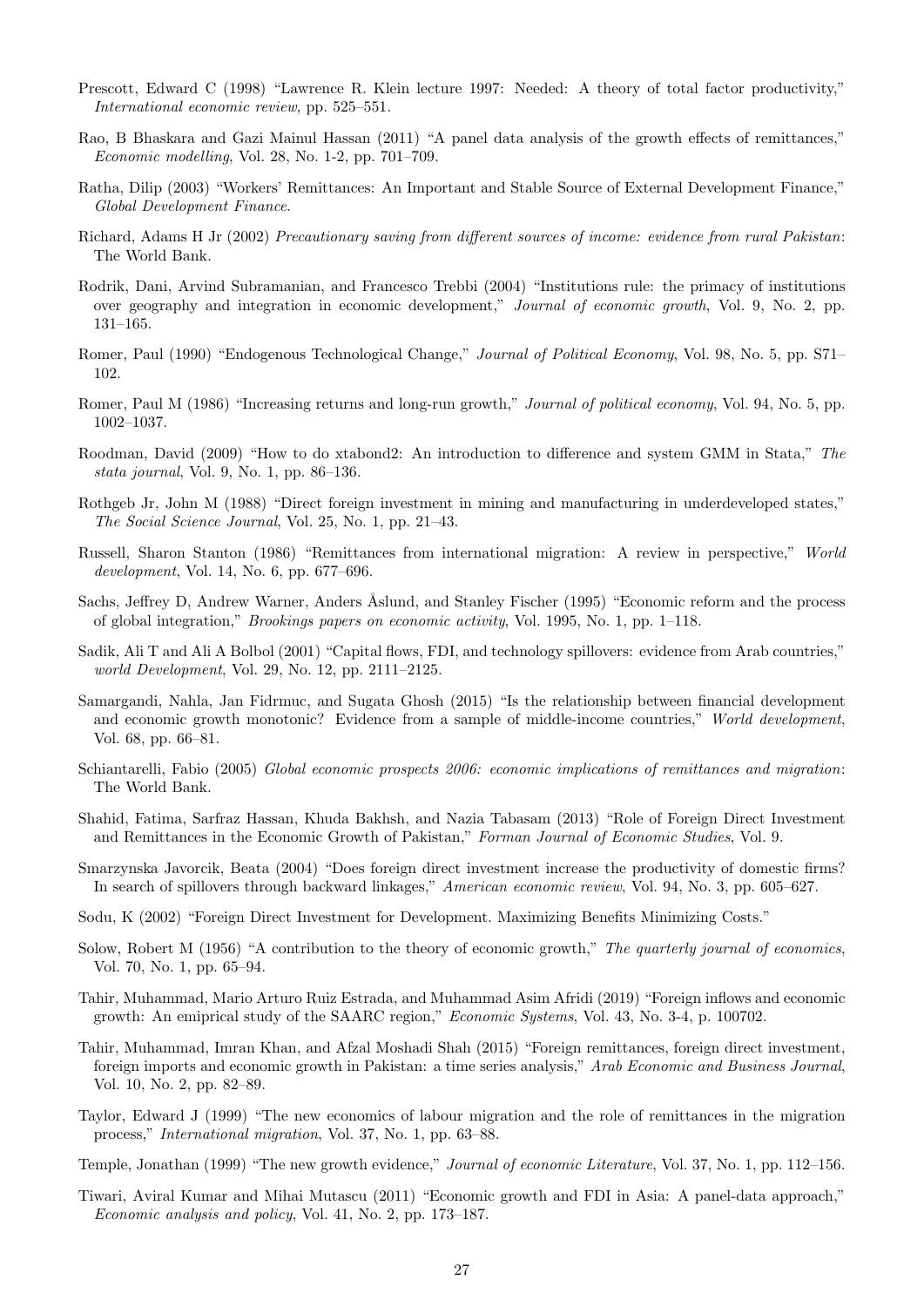Prescott, Edward C (1998) "Lawrence R. Klein lecture 1997: Needed: A theory of total factor productivity," *International economic review*, pp. 525–551.

Rao, B Bhaskara and Gazi Mainul Hassan (2011) "A panel data analysis of the growth effects of remittances," *Economic modelling*, Vol. 28, No. 1-2, pp. 701–709.

Ratha, Dilip (2003) "Workers' Remittances: An Important and Stable Source of External Development Finance," *Global Development Finance*.

Richard, Adams H Jr (2002) *Precautionary saving from different sources of income: evidence from rural Pakistan*: The World Bank.

Rodrik, Dani, Arvind Subramanian, and Francesco Trebbi (2004) "Institutions rule: the primacy of institutions over geography and integration in economic development," *Journal of economic growth*, Vol. 9, No. 2, pp. 131–165.

Romer, Paul (1990) "Endogenous Technological Change," *Journal of Political Economy*, Vol. 98, No. 5, pp. S71–102.

Romer, Paul M (1986) "Increasing returns and long-run growth," *Journal of political economy*, Vol. 94, No. 5, pp. 1002–1037.

Roodman, David (2009) "How to do xtabond2: An introduction to difference and system GMM in Stata," *The stata journal*, Vol. 9, No. 1, pp. 86–136.

Rothgeb Jr, John M (1988) "Direct foreign investment in mining and manufacturing in underdeveloped states," *The Social Science Journal*, Vol. 25, No. 1, pp. 21–43.

Russell, Sharon Stanton (1986) "Remittances from international migration: A review in perspective," *World development*, Vol. 14, No. 6, pp. 677–696.

Sachs, Jeffrey D, Andrew Warner, Anders Åslund, and Stanley Fischer (1995) "Economic reform and the process of global integration," *Brookings papers on economic activity*, Vol. 1995, No. 1, pp. 1–118.

Sadik, Ali T and Ali A Bolbol (2001) "Capital flows, FDI, and technology spillovers: evidence from Arab countries," *world Development*, Vol. 29, No. 12, pp. 2111–2125.

Samargandi, Nahla, Jan Fidrmuc, and Sugata Ghosh (2015) "Is the relationship between financial development and economic growth monotonic? Evidence from a sample of middle-income countries," *World development*, Vol. 68, pp. 66–81.

Schiantarelli, Fabio (2005) *Global economic prospects 2006: economic implications of remittances and migration*: The World Bank.

Shahid, Fatima, Sarfraz Hassan, Khuda Bakhsh, and Nazia Tabasam (2013) "Role of Foreign Direct Investment and Remittances in the Economic Growth of Pakistan," *Forman Journal of Economic Studies*, Vol. 9.

Smarzynska Javorcik, Beata (2004) "Does foreign direct investment increase the productivity of domestic firms? In search of spillovers through backward linkages," *American economic review*, Vol. 94, No. 3, pp. 605–627.

Sodu, K (2002) "Foreign Direct Investment for Development. Maximizing Benefits Minimizing Costs."

Solow, Robert M (1956) "A contribution to the theory of economic growth," *The quarterly journal of economics*, Vol. 70, No. 1, pp. 65–94.

Tahir, Muhammad, Mario Arturo Ruiz Estrada, and Muhammad Asim Afridi (2019) "Foreign inflows and economic growth: An emipirical study of the SAARC region," *Economic Systems*, Vol. 43, No. 3-4, p. 100702.

Tahir, Muhammad, Imran Khan, and Afzal Moshadi Shah (2015) "Foreign remittances, foreign direct investment, foreign imports and economic growth in Pakistan: a time series analysis," *Arab Economic and Business Journal*, Vol. 10, No. 2, pp. 82–89.

Taylor, Edward J (1999) "The new economics of labour migration and the role of remittances in the migration process," *International migration*, Vol. 37, No. 1, pp. 63–88.

Temple, Jonathan (1999) "The new growth evidence," *Journal of economic Literature*, Vol. 37, No. 1, pp. 112–156.

Tiwari, Aviral Kumar and Mihai Mutascu (2011) "Economic growth and FDI in Asia: A panel-data approach," *Economic analysis and policy*, Vol. 41, No. 2, pp. 173–187.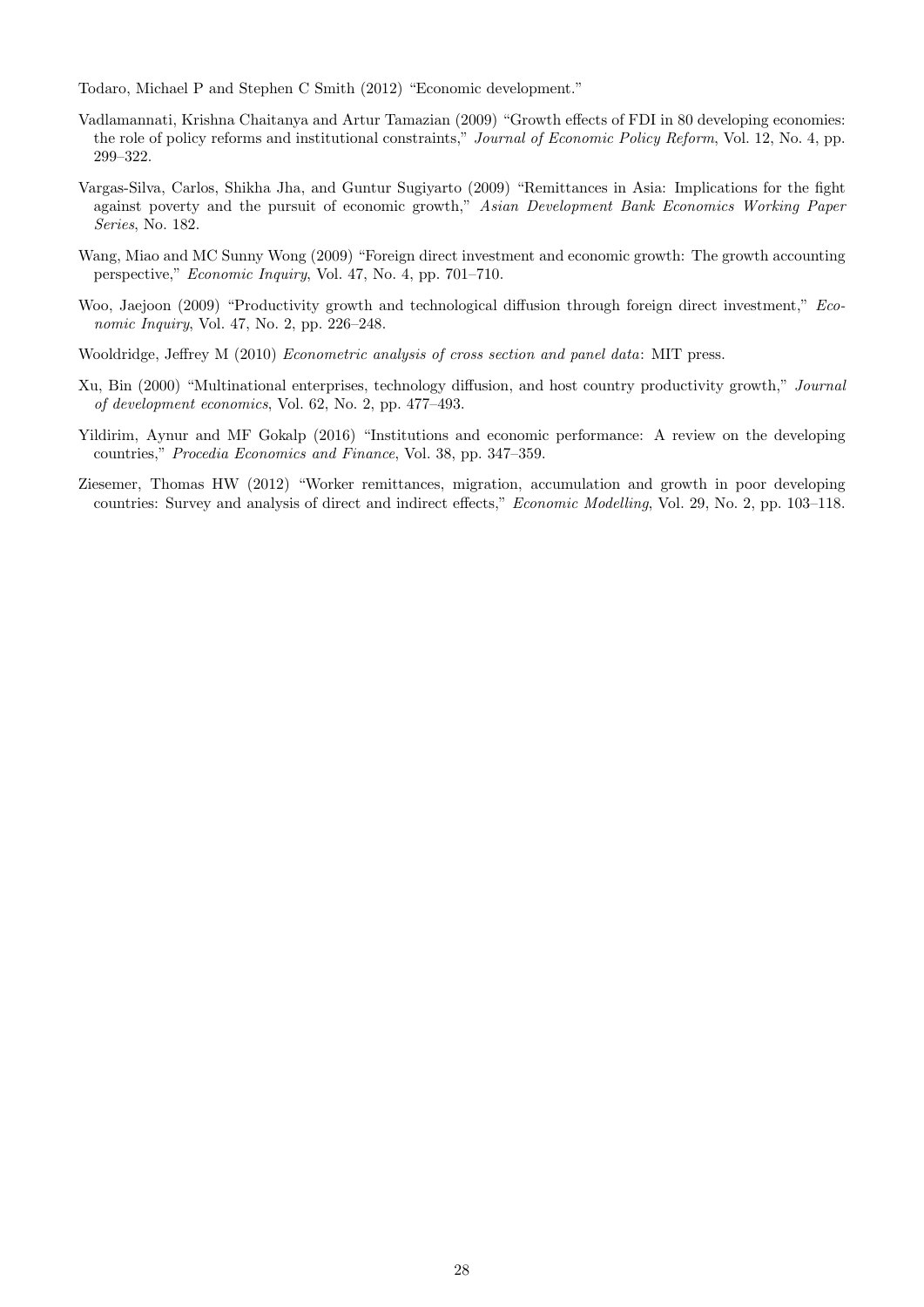Todaro, Michael P and Stephen C Smith (2012) "Economic development."

Vadlamannati, Krishna Chaitanya and Artur Tamazian (2009) "Growth effects of FDI in 80 developing economies: the role of policy reforms and institutional constraints," *Journal of Economic Policy Reform*, Vol. 12, No. 4, pp. 299–322.

Vargas-Silva, Carlos, Shikha Jha, and Guntur Sugiyarto (2009) "Remittances in Asia: Implications for the fight against poverty and the pursuit of economic growth," *Asian Development Bank Economics Working Paper Series*, No. 182.

Wang, Miao and MC Sunny Wong (2009) "Foreign direct investment and economic growth: The growth accounting perspective," *Economic Inquiry*, Vol. 47, No. 4, pp. 701–710.

Woo, Jaejoon (2009) "Productivity growth and technological diffusion through foreign direct investment," *Economic Inquiry*, Vol. 47, No. 2, pp. 226–248.

Wooldridge, Jeffrey M (2010) *Econometric analysis of cross section and panel data*: MIT press.

Xu, Bin (2000) "Multinational enterprises, technology diffusion, and host country productivity growth," *Journal of development economics*, Vol. 62, No. 2, pp. 477–493.

Yildirim, Aynur and MF Gokalp (2016) "Institutions and economic performance: A review on the developing countries," *Procedia Economics and Finance*, Vol. 38, pp. 347–359.

Ziesemer, Thomas HW (2012) "Worker remittances, migration, accumulation and growth in poor developing countries: Survey and analysis of direct and indirect effects," *Economic Modelling*, Vol. 29, No. 2, pp. 103–118.